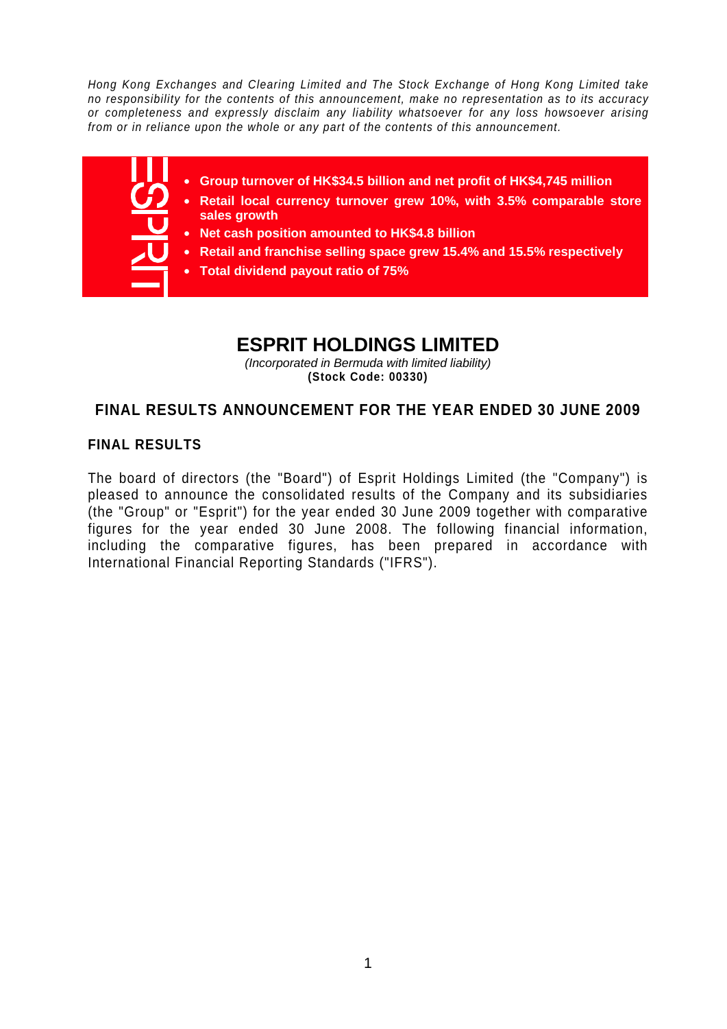*Hong Kong Exchanges and Clearing Limited and The Stock Exchange of Hong Kong Limited take no responsibility for the contents of this announcement, make no representation as to its accuracy or completeness and expressly disclaim any liability whatsoever for any loss howsoever arising from or in reliance upon the whole or any part of the contents of this announcement.*

- **Group turnover of HK$34.5 billion and net profit of HK$4,745 million**
- **Retail local currency turnover grew 10%, with 3.5% comparable store sales growth**
- **Net cash position amounted to HK$4.8 billion**
- **Retail and franchise selling space grew 15.4% and 15.5% respectively**
- **Total dividend payout ratio of 75%**

# ESPRIT HOLDINGS LIMITED

*(Incorporated in Bermuda with limited liability)*

**(Stock Code: 00330)**

## FINAL RESULTS ANNOUNCEMENT FOR THE YEAR ENDED 30 JUNE 2009

### FINAL RESULTS

The board of directors (the "Board") of Esprit Holdings Limited (the "Company") is pleased to announce the consolidated results of the Company and its subsidiaries (the "Group" or "Esprit") for the year ended 30 June 2009 together with comparative figures for the year ended 30 June 2008. The following financial information, including the comparative figures, has been prepared in accordance with International Financial Reporting Standards ("IFRS").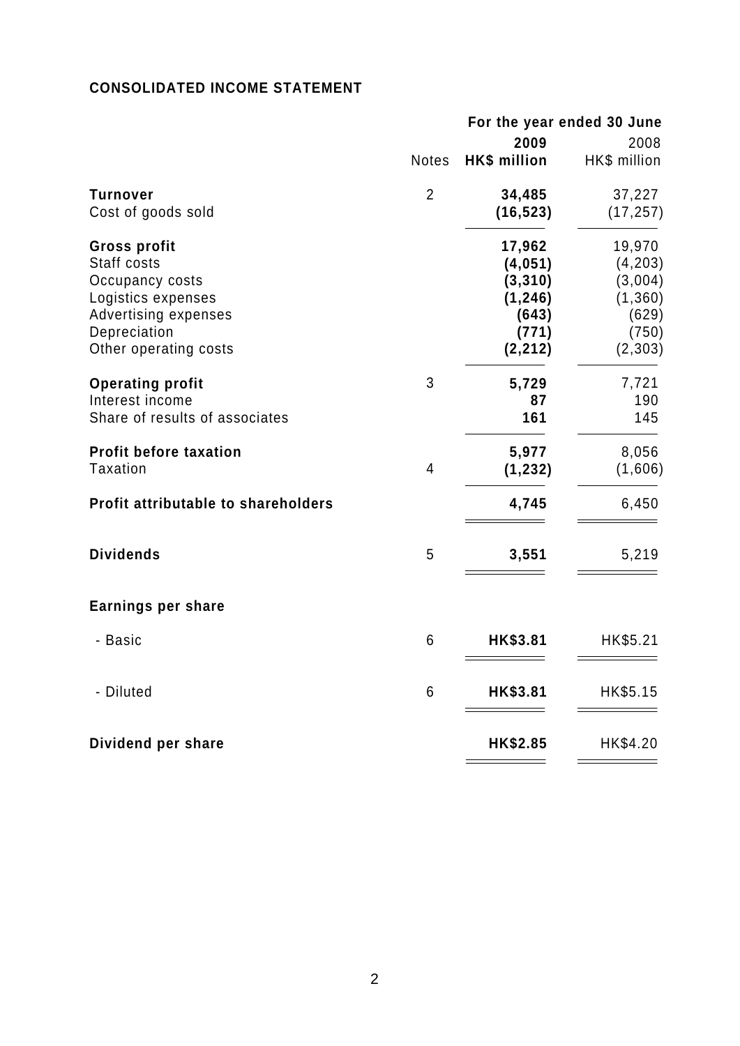## CONSOLIDATED INCOME STATEMENT

| | Notes | For the year ended 30 June 2009 HK$ million | 2008 HK$ million |
|---|---|---|---|
| **Turnover** | 2 | **34,485** | 37,227 |
| Cost of goods sold | | **(16,523)** | (17,257) |
| **Gross profit** | | **17,962** | 19,970 |
| Staff costs | | **(4,051)** | (4,203) |
| Occupancy costs | | **(3,310)** | (3,004) |
| Logistics expenses | | **(1,246)** | (1,360) |
| Advertising expenses | | **(643)** | (629) |
| Depreciation | | **(771)** | (750) |
| Other operating costs | | **(2,212)** | (2,303) |
| **Operating profit** | 3 | **5,729** | 7,721 |
| Interest income | | **87** | 190 |
| Share of results of associates | | **161** | 145 |
| **Profit before taxation** | | **5,977** | 8,056 |
| Taxation | 4 | **(1,232)** | (1,606) |
| **Profit attributable to shareholders** | | **4,745** | 6,450 |
| **Dividends** | 5 | **3,551** | 5,219 |
| **Earnings per share** | | | |
| - Basic | 6 | **HK$3.81** | HK$5.21 |
| - Diluted | 6 | **HK$3.81** | HK$5.15 |
| **Dividend per share** | | **HK$2.85** | HK$4.20 |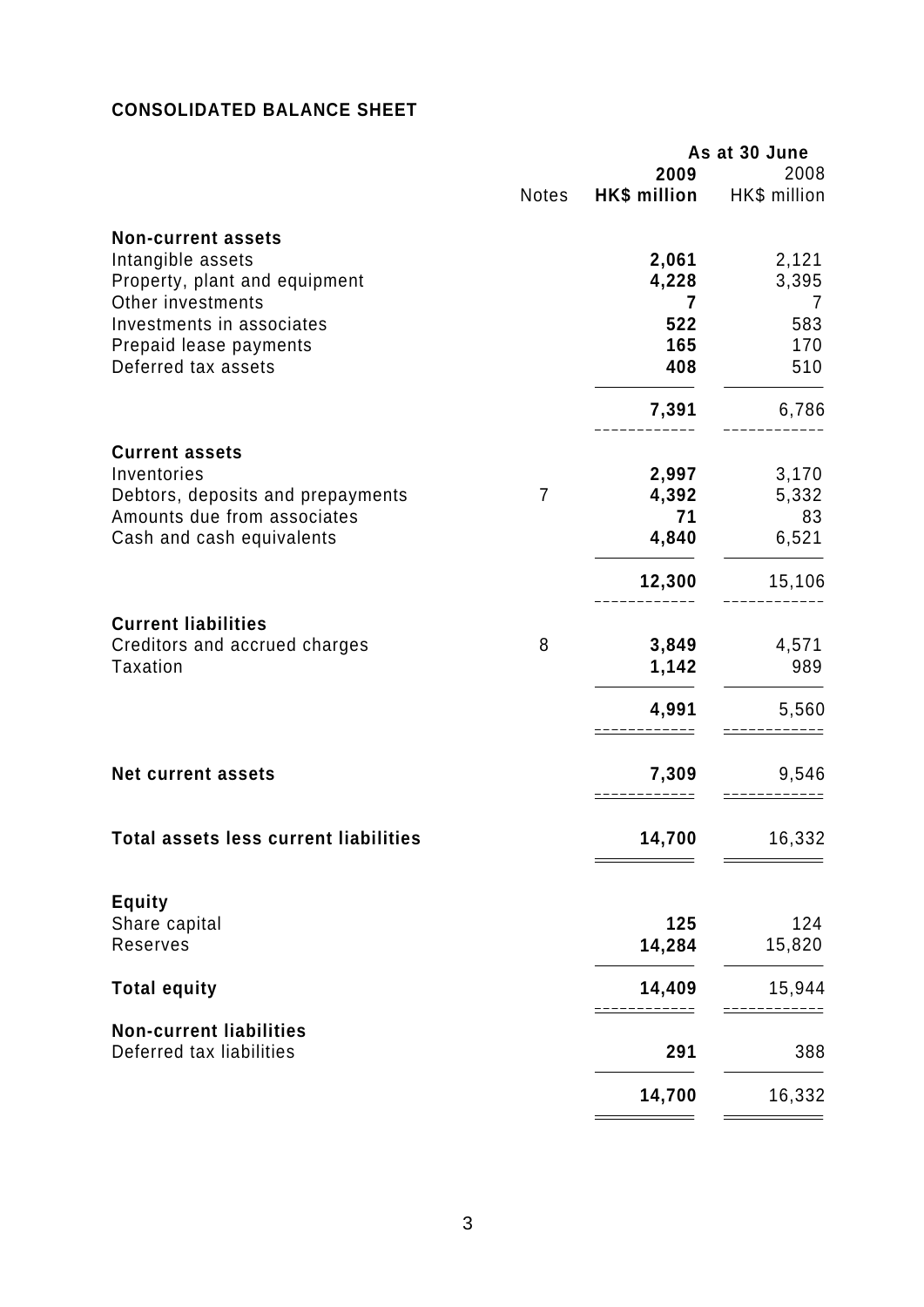## CONSOLIDATED BALANCE SHEET

| | Notes | As at 30 June 2009 HK$ million | 2008 HK$ million |
|---|---|---|---|
| **Non-current assets** | | | |
| Intangible assets | | **2,061** | 2,121 |
| Property, plant and equipment | | **4,228** | 3,395 |
| Other investments | | **7** | 7 |
| Investments in associates | | **522** | 583 |
| Prepaid lease payments | | **165** | 170 |
| Deferred tax assets | | **408** | 510 |
| | | **7,391** | 6,786 |
| **Current assets** | | | |
| Inventories | | **2,997** | 3,170 |
| Debtors, deposits and prepayments | 7 | **4,392** | 5,332 |
| Amounts due from associates | | **71** | 83 |
| Cash and cash equivalents | | **4,840** | 6,521 |
| | | **12,300** | 15,106 |
| **Current liabilities** | | | |
| Creditors and accrued charges | 8 | **3,849** | 4,571 |
| Taxation | | **1,142** | 989 |
| | | **4,991** | 5,560 |
| **Net current assets** | | **7,309** | 9,546 |
| **Total assets less current liabilities** | | **14,700** | 16,332 |
| **Equity** | | | |
| Share capital | | **125** | 124 |
| Reserves | | **14,284** | 15,820 |
| **Total equity** | | **14,409** | 15,944 |
| **Non-current liabilities** | | | |
| Deferred tax liabilities | | **291** | 388 |
| | | **14,700** | 16,332 |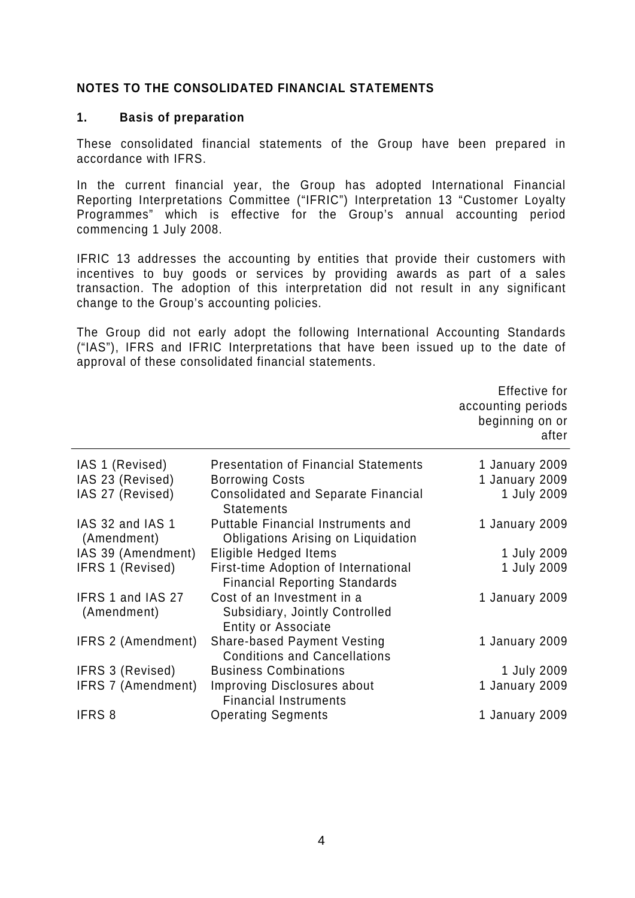## NOTES TO THE CONSOLIDATED FINANCIAL STATEMENTS

### 1. Basis of preparation

These consolidated financial statements of the Group have been prepared in accordance with IFRS.

In the current financial year, the Group has adopted International Financial Reporting Interpretations Committee ("IFRIC") Interpretation 13 "Customer Loyalty Programmes" which is effective for the Group's annual accounting period commencing 1 July 2008.

IFRIC 13 addresses the accounting by entities that provide their customers with incentives to buy goods or services by providing awards as part of a sales transaction. The adoption of this interpretation did not result in any significant change to the Group's accounting policies.

The Group did not early adopt the following International Accounting Standards ("IAS"), IFRS and IFRIC Interpretations that have been issued up to the date of approval of these consolidated financial statements.

| | | Effective for accounting periods beginning on or after |
|---|---|---|
| IAS 1 (Revised) | Presentation of Financial Statements | 1 January 2009 |
| IAS 23 (Revised) | Borrowing Costs | 1 January 2009 |
| IAS 27 (Revised) | Consolidated and Separate Financial Statements | 1 July 2009 |
| IAS 32 and IAS 1 (Amendment) | Puttable Financial Instruments and Obligations Arising on Liquidation | 1 January 2009 |
| IAS 39 (Amendment) | Eligible Hedged Items | 1 July 2009 |
| IFRS 1 (Revised) | First-time Adoption of International Financial Reporting Standards | 1 July 2009 |
| IFRS 1 and IAS 27 (Amendment) | Cost of an Investment in a Subsidiary, Jointly Controlled Entity or Associate | 1 January 2009 |
| IFRS 2 (Amendment) | Share-based Payment Vesting Conditions and Cancellations | 1 January 2009 |
| IFRS 3 (Revised) | Business Combinations | 1 July 2009 |
| IFRS 7 (Amendment) | Improving Disclosures about Financial Instruments | 1 January 2009 |
| IFRS 8 | Operating Segments | 1 January 2009 |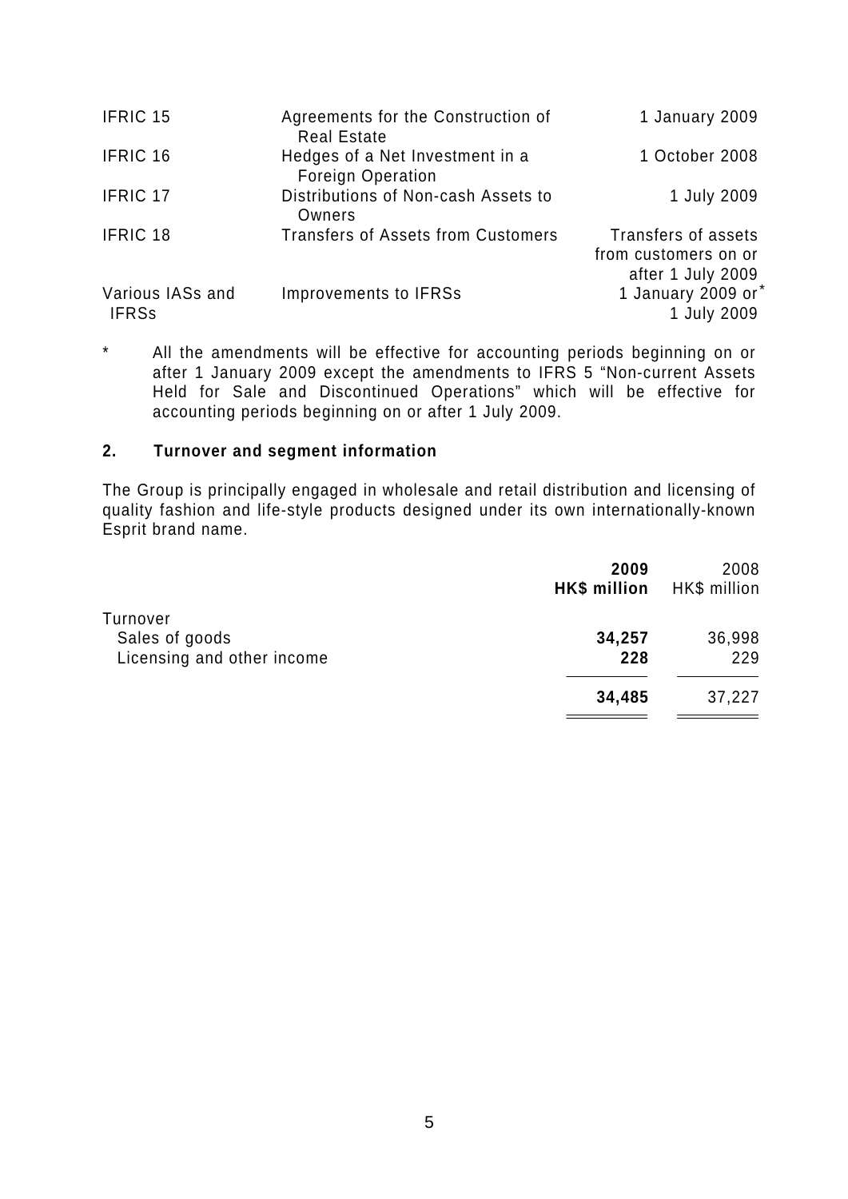| | | |
|---|---|---|
| IFRIC 15 | Agreements for the Construction of Real Estate | 1 January 2009 |
| IFRIC 16 | Hedges of a Net Investment in a Foreign Operation | 1 October 2008 |
| IFRIC 17 | Distributions of Non-cash Assets to Owners | 1 July 2009 |
| IFRIC 18 | Transfers of Assets from Customers | Transfers of assets from customers on or after 1 July 2009 |
| Various IASs and IFRSs | Improvements to IFRSs | 1 January 2009 or* 1 July 2009 |

\* All the amendments will be effective for accounting periods beginning on or after 1 January 2009 except the amendments to IFRS 5 "Non-current Assets Held for Sale and Discontinued Operations" which will be effective for accounting periods beginning on or after 1 July 2009.

## 2. Turnover and segment information

The Group is principally engaged in wholesale and retail distribution and licensing of quality fashion and life-style products designed under its own internationally-known Esprit brand name.

| | **2009** | 2008 |
|---|---|---|
| | **HK$ million** | HK$ million |
| Turnover | | |
| Sales of goods | **34,257** | 36,998 |
| Licensing and other income | **228** | 229 |
| | **34,485** | 37,227 |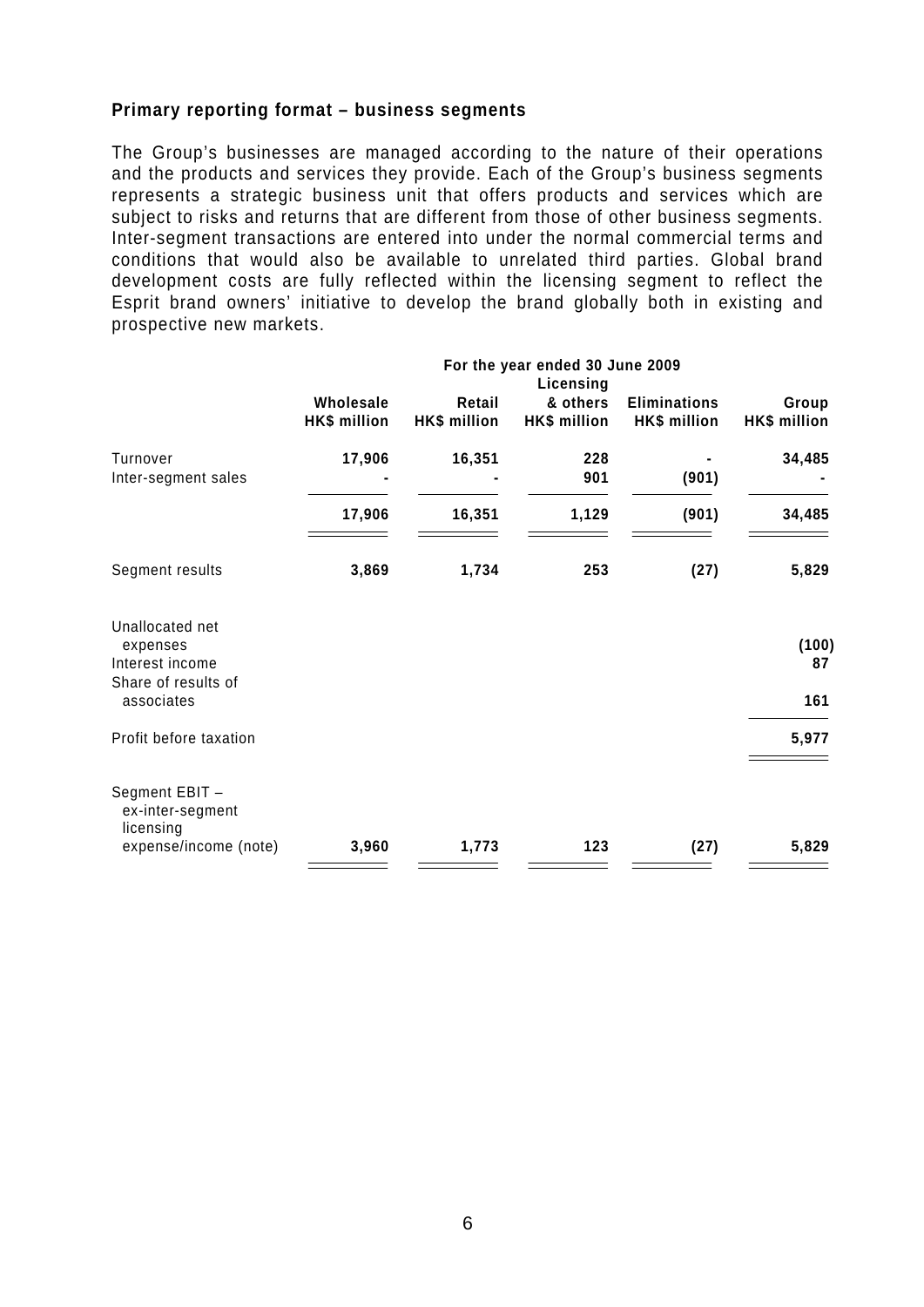### Primary reporting format – business segments

The Group's businesses are managed according to the nature of their operations and the products and services they provide. Each of the Group's business segments represents a strategic business unit that offers products and services which are subject to risks and returns that are different from those of other business segments. Inter-segment transactions are entered into under the normal commercial terms and conditions that would also be available to unrelated third parties. Global brand development costs are fully reflected within the licensing segment to reflect the Esprit brand owners' initiative to develop the brand globally both in existing and prospective new markets.

| | For the year ended 30 June 2009 | | | | |
|---|---|---|---|---|---|
| | **Wholesale HK$ million** | **Retail HK$ million** | **Licensing & others HK$ million** | **Eliminations HK$ million** | **Group HK$ million** |
| Turnover | **17,906** | **16,351** | **228** | **-** | **34,485** |
| Inter-segment sales | **-** | **-** | **901** | **(901)** | **-** |
| | **17,906** | **16,351** | **1,129** | **(901)** | **34,485** |
| Segment results | **3,869** | **1,734** | **253** | **(27)** | **5,829** |
| Unallocated net expenses | | | | | **(100)** |
| Interest income | | | | | **87** |
| Share of results of associates | | | | | **161** |
| Profit before taxation | | | | | **5,977** |
| Segment EBIT – ex-inter-segment licensing expense/income (note) | **3,960** | **1,773** | **123** | **(27)** | **5,829** |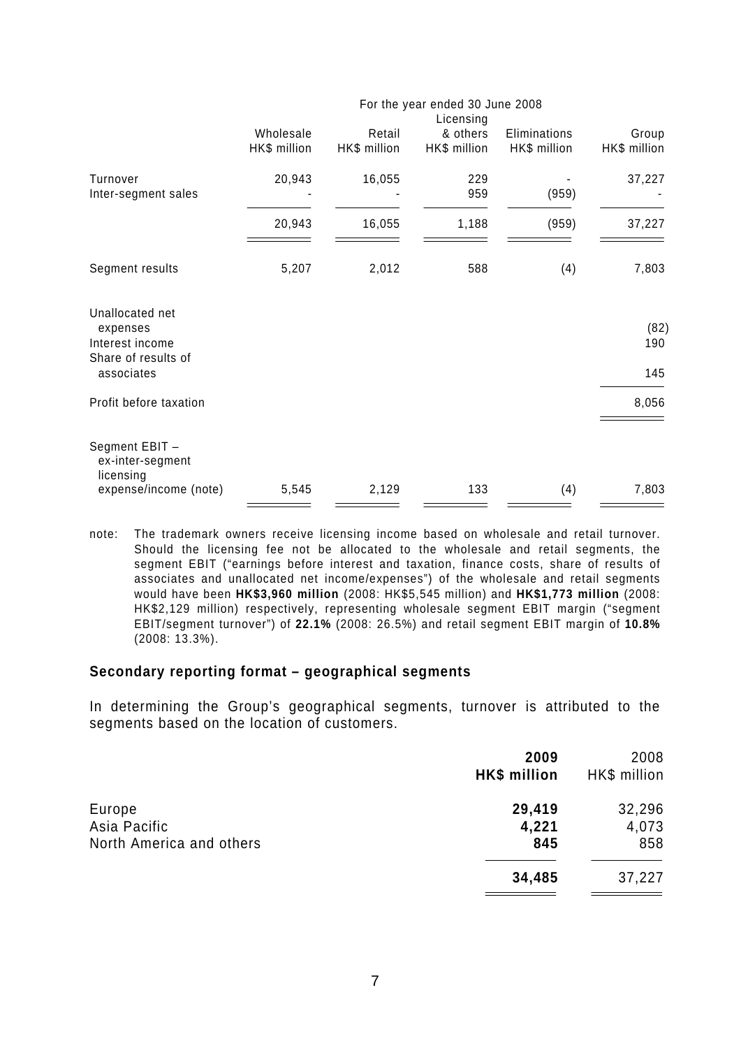| | For the year ended 30 June 2008 | | | | |
|---|---|---|---|---|---|
| | Wholesale HK$ million | Retail HK$ million | Licensing & others HK$ million | Eliminations HK$ million | Group HK$ million |
| Turnover | 20,943 | 16,055 | 229 | - | 37,227 |
| Inter-segment sales | - | - | 959 | (959) | - |
| | 20,943 | 16,055 | 1,188 | (959) | 37,227 |
| Segment results | 5,207 | 2,012 | 588 | (4) | 7,803 |
| Unallocated net expenses | | | | | (82) |
| Interest income | | | | | 190 |
| Share of results of associates | | | | | 145 |
| Profit before taxation | | | | | 8,056 |
| Segment EBIT – ex-inter-segment licensing expense/income (note) | 5,545 | 2,129 | 133 | (4) | 7,803 |

note: The trademark owners receive licensing income based on wholesale and retail turnover. Should the licensing fee not be allocated to the wholesale and retail segments, the segment EBIT ("earnings before interest and taxation, finance costs, share of results of associates and unallocated net income/expenses") of the wholesale and retail segments would have been **HK$3,960 million** (2008: HK$5,545 million) and **HK$1,773 million** (2008: HK$2,129 million) respectively, representing wholesale segment EBIT margin ("segment EBIT/segment turnover") of **22.1%** (2008: 26.5%) and retail segment EBIT margin of **10.8%** (2008: 13.3%).

### Secondary reporting format – geographical segments

In determining the Group's geographical segments, turnover is attributed to the segments based on the location of customers.

| | **2009 HK$ million** | 2008 HK$ million |
|---|---|---|
| Europe | **29,419** | 32,296 |
| Asia Pacific | **4,221** | 4,073 |
| North America and others | **845** | 858 |
| | **34,485** | 37,227 |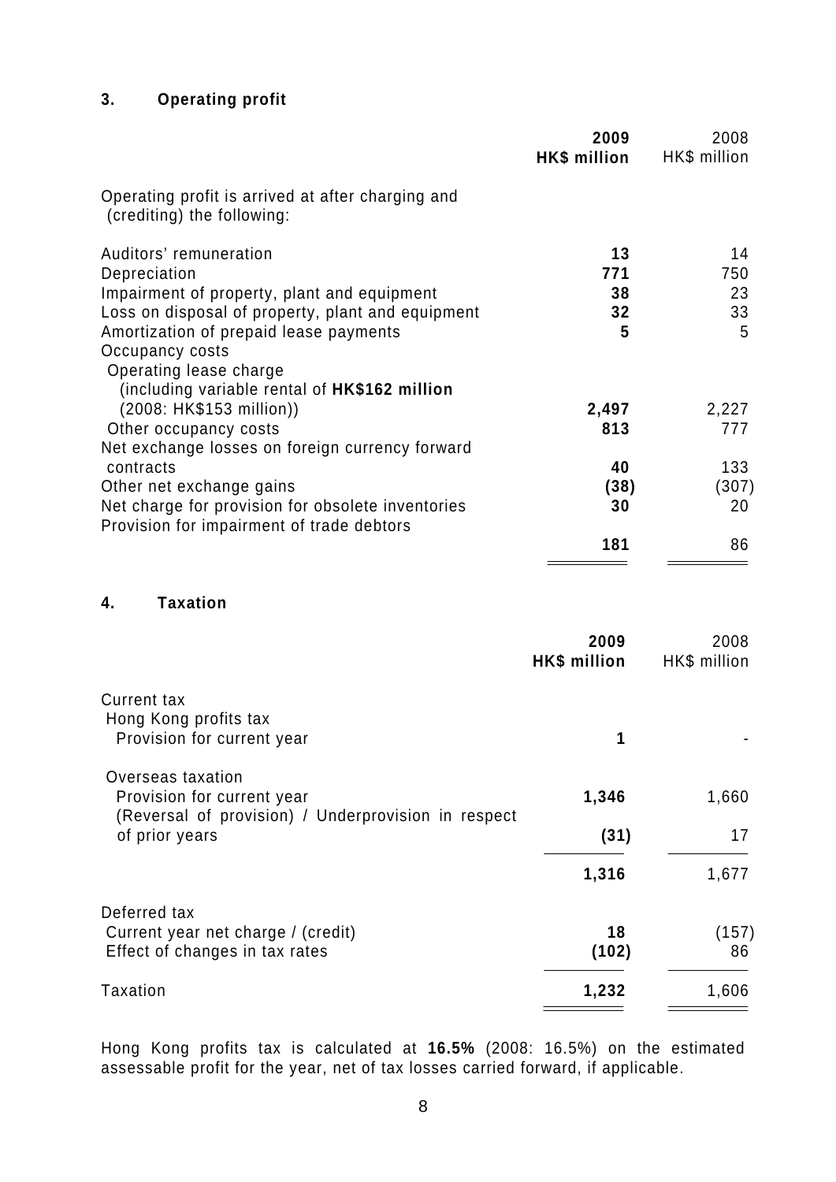### 3. Operating profit

| | 2009 HK$ million | 2008 HK$ million |
|---|---|---|
| Operating profit is arrived at after charging and (crediting) the following: | | |
| Auditors' remuneration | **13** | 14 |
| Depreciation | **771** | 750 |
| Impairment of property, plant and equipment | **38** | 23 |
| Loss on disposal of property, plant and equipment | **32** | 33 |
| Amortization of prepaid lease payments | **5** | 5 |
| Occupancy costs | | |
| Operating lease charge (including variable rental of **HK$162 million** (2008: HK$153 million)) | **2,497** | 2,227 |
| Other occupancy costs | **813** | 777 |
| Net exchange losses on foreign currency forward contracts | **40** | 133 |
| Other net exchange gains | **(38)** | (307) |
| Net charge for provision for obsolete inventories | **30** | 20 |
| Provision for impairment of trade debtors | **181** | 86 |

### 4. Taxation

| | 2009 HK$ million | 2008 HK$ million |
|---|---|---|
| Current tax | | |
| Hong Kong profits tax | | |
| Provision for current year | **1** | - |
| Overseas taxation | | |
| Provision for current year | **1,346** | 1,660 |
| (Reversal of provision) / Underprovision in respect of prior years | **(31)** | 17 |
| | **1,316** | 1,677 |
| Deferred tax | | |
| Current year net charge / (credit) | **18** | (157) |
| Effect of changes in tax rates | **(102)** | 86 |
| Taxation | **1,232** | 1,606 |

Hong Kong profits tax is calculated at **16.5%** (2008: 16.5%) on the estimated assessable profit for the year, net of tax losses carried forward, if applicable.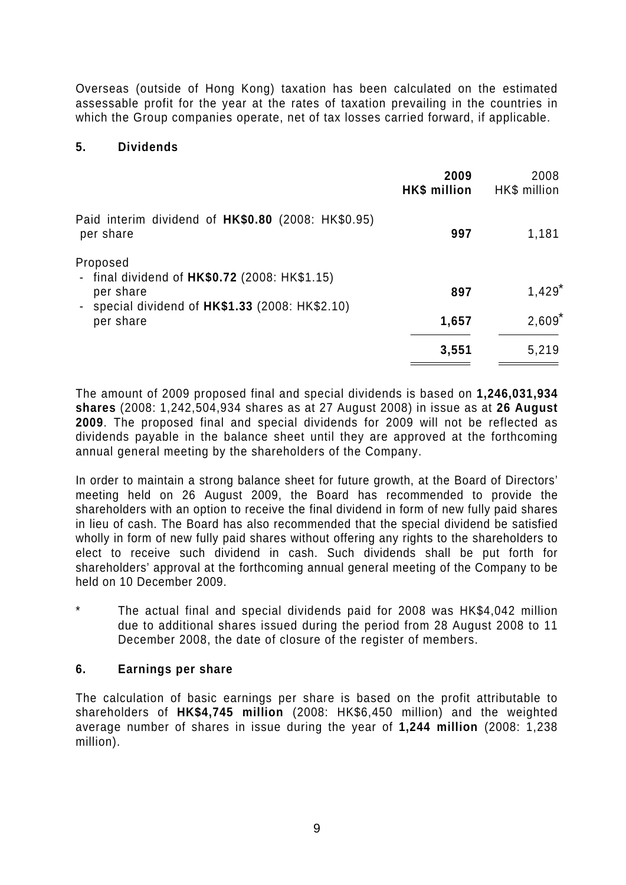Overseas (outside of Hong Kong) taxation has been calculated on the estimated assessable profit for the year at the rates of taxation prevailing in the countries in which the Group companies operate, net of tax losses carried forward, if applicable.

## 5. Dividends

| | **2009** **HK$ million** | 2008 HK$ million |
|---|---|---|
| Paid interim dividend of **HK$0.80** (2008: HK$0.95) per share | **997** | 1,181 |
| Proposed | | |
| - final dividend of **HK$0.72** (2008: HK$1.15) per share | **897** | 1,429* |
| - special dividend of **HK$1.33** (2008: HK$2.10) per share | **1,657** | 2,609* |
| | **3,551** | 5,219 |

The amount of 2009 proposed final and special dividends is based on **1,246,031,934 shares** (2008: 1,242,504,934 shares as at 27 August 2008) in issue as at **26 August 2009**. The proposed final and special dividends for 2009 will not be reflected as dividends payable in the balance sheet until they are approved at the forthcoming annual general meeting by the shareholders of the Company.

In order to maintain a strong balance sheet for future growth, at the Board of Directors' meeting held on 26 August 2009, the Board has recommended to provide the shareholders with an option to receive the final dividend in form of new fully paid shares in lieu of cash. The Board has also recommended that the special dividend be satisfied wholly in form of new fully paid shares without offering any rights to the shareholders to elect to receive such dividend in cash. Such dividends shall be put forth for shareholders' approval at the forthcoming annual general meeting of the Company to be held on 10 December 2009.

\* The actual final and special dividends paid for 2008 was HK$4,042 million due to additional shares issued during the period from 28 August 2008 to 11 December 2008, the date of closure of the register of members.

## 6. Earnings per share

The calculation of basic earnings per share is based on the profit attributable to shareholders of **HK$4,745 million** (2008: HK$6,450 million) and the weighted average number of shares in issue during the year of **1,244 million** (2008: 1,238 million).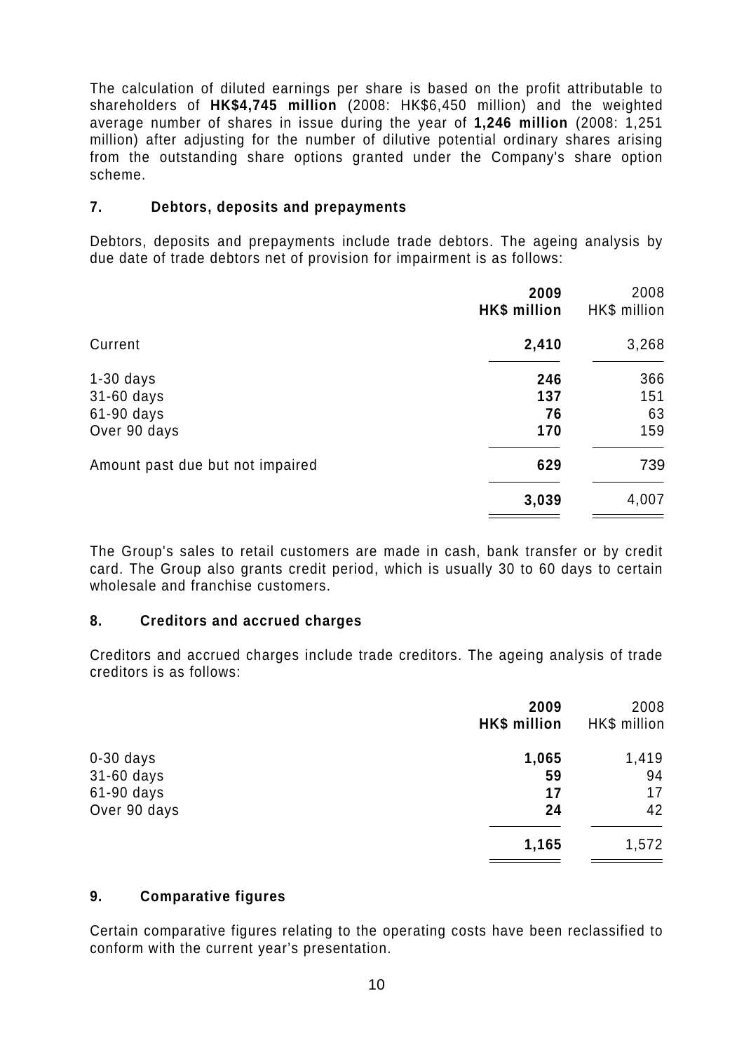The calculation of diluted earnings per share is based on the profit attributable to shareholders of **HK$4,745 million** (2008: HK$6,450 million) and the weighted average number of shares in issue during the year of **1,246 million** (2008: 1,251 million) after adjusting for the number of dilutive potential ordinary shares arising from the outstanding share options granted under the Company's share option scheme.

## 7. Debtors, deposits and prepayments

Debtors, deposits and prepayments include trade debtors. The ageing analysis by due date of trade debtors net of provision for impairment is as follows:

| | **2009** **HK$ million** | 2008 HK$ million |
|---|---|---|
| Current | **2,410** | 3,268 |
| 1-30 days | **246** | 366 |
| 31-60 days | **137** | 151 |
| 61-90 days | **76** | 63 |
| Over 90 days | **170** | 159 |
| Amount past due but not impaired | **629** | 739 |
| | **3,039** | 4,007 |

The Group's sales to retail customers are made in cash, bank transfer or by credit card. The Group also grants credit period, which is usually 30 to 60 days to certain wholesale and franchise customers.

## 8. Creditors and accrued charges

Creditors and accrued charges include trade creditors. The ageing analysis of trade creditors is as follows:

| | **2009** **HK$ million** | 2008 HK$ million |
|---|---|---|
| 0-30 days | **1,065** | 1,419 |
| 31-60 days | **59** | 94 |
| 61-90 days | **17** | 17 |
| Over 90 days | **24** | 42 |
| | **1,165** | 1,572 |

## 9. Comparative figures

Certain comparative figures relating to the operating costs have been reclassified to conform with the current year's presentation.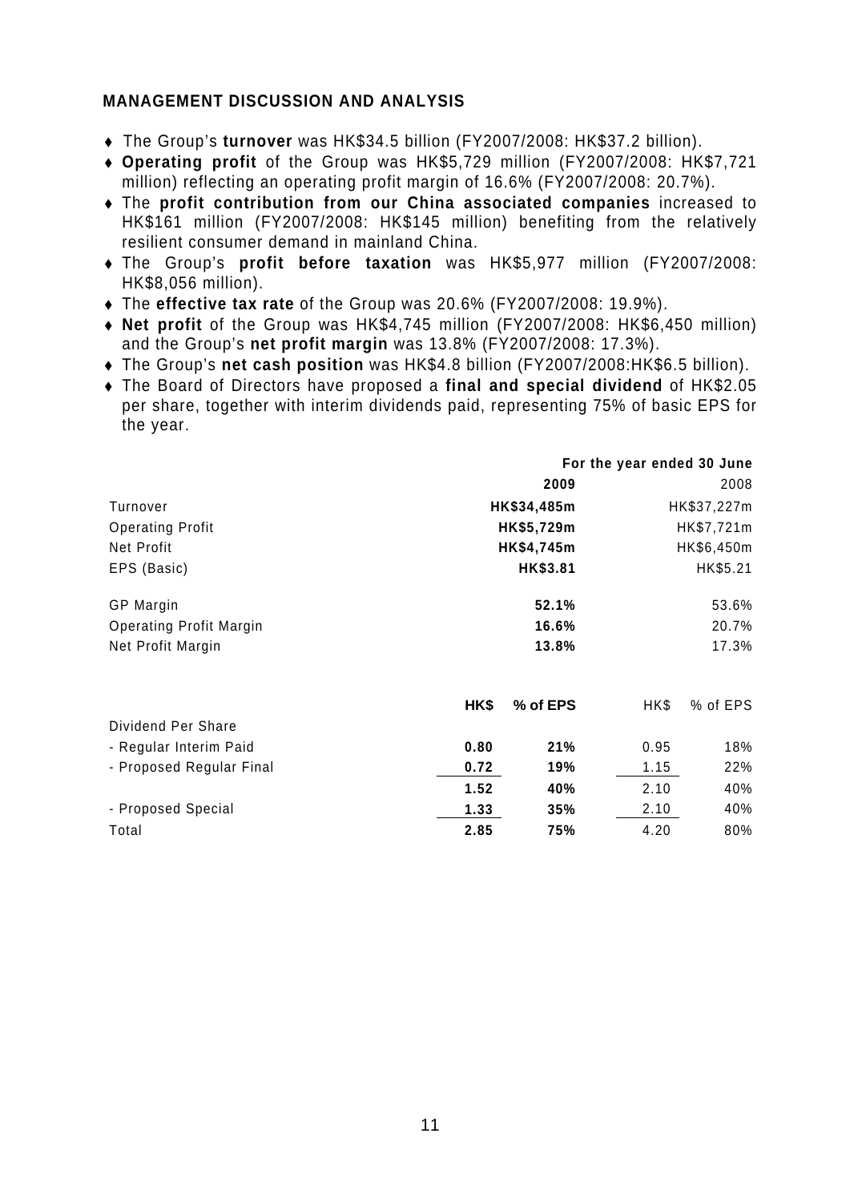## MANAGEMENT DISCUSSION AND ANALYSIS

- The Group's **turnover** was HK$34.5 billion (FY2007/2008: HK$37.2 billion).
- **Operating profit** of the Group was HK$5,729 million (FY2007/2008: HK$7,721 million) reflecting an operating profit margin of 16.6% (FY2007/2008: 20.7%).
- The **profit contribution from our China associated companies** increased to HK$161 million (FY2007/2008: HK$145 million) benefiting from the relatively resilient consumer demand in mainland China.
- The Group's **profit before taxation** was HK$5,977 million (FY2007/2008: HK$8,056 million).
- The **effective tax rate** of the Group was 20.6% (FY2007/2008: 19.9%).
- **Net profit** of the Group was HK$4,745 million (FY2007/2008: HK$6,450 million) and the Group's **net profit margin** was 13.8% (FY2007/2008: 17.3%).
- The Group's **net cash position** was HK$4.8 billion (FY2007/2008:HK$6.5 billion).
- The Board of Directors have proposed a **final and special dividend** of HK$2.05 per share, together with interim dividends paid, representing 75% of basic EPS for the year.

| | For the year ended 30 June | |
|---|---|---|
| | **2009** | 2008 |
| Turnover | **HK$34,485m** | HK$37,227m |
| Operating Profit | **HK$5,729m** | HK$7,721m |
| Net Profit | **HK$4,745m** | HK$6,450m |
| EPS (Basic) | **HK$3.81** | HK$5.21 |
| GP Margin | **52.1%** | 53.6% |
| Operating Profit Margin | **16.6%** | 20.7% |
| Net Profit Margin | **13.8%** | 17.3% |

| | **HK$** | **% of EPS** | HK$ | % of EPS |
|---|---|---|---|---|
| Dividend Per Share | | | | |
| - Regular Interim Paid | **0.80** | **21%** | 0.95 | 18% |
| - Proposed Regular Final | **0.72** | **19%** | 1.15 | 22% |
| | **1.52** | **40%** | 2.10 | 40% |
| - Proposed Special | **1.33** | **35%** | 2.10 | 40% |
| Total | **2.85** | **75%** | 4.20 | 80% |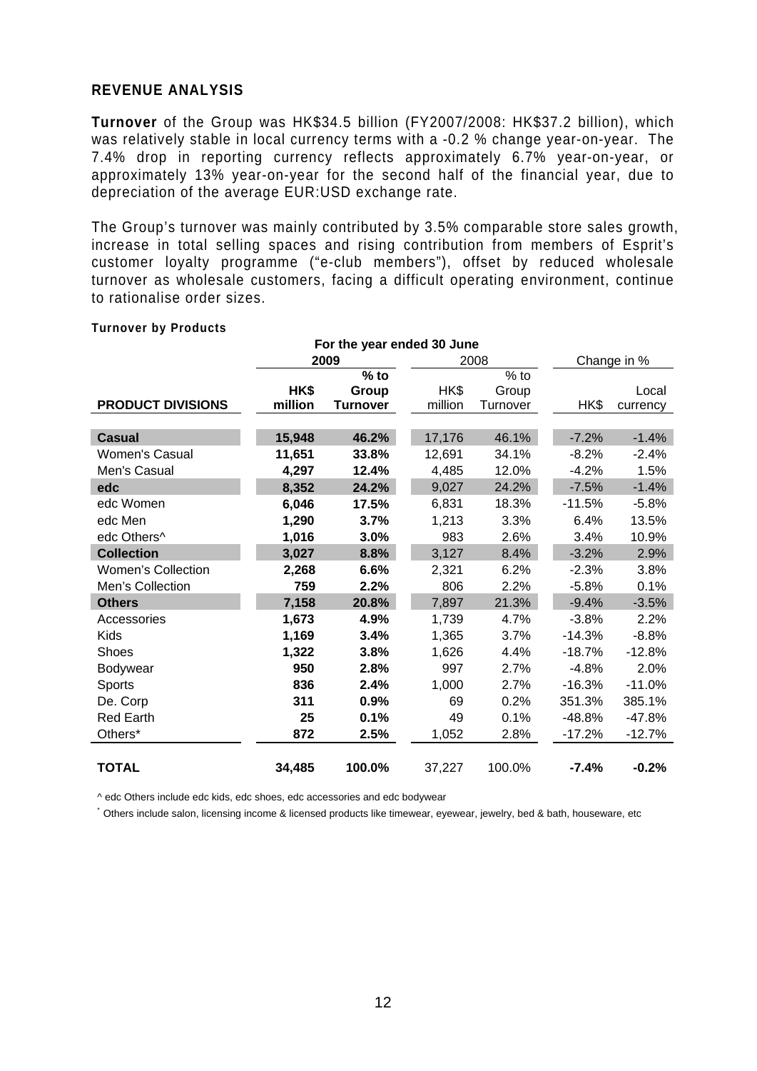## REVENUE ANALYSIS

**Turnover** of the Group was HK$34.5 billion (FY2007/2008: HK$37.2 billion), which was relatively stable in local currency terms with a -0.2 % change year-on-year. The 7.4% drop in reporting currency reflects approximately 6.7% year-on-year, or approximately 13% year-on-year for the second half of the financial year, due to depreciation of the average EUR:USD exchange rate.

The Group's turnover was mainly contributed by 3.5% comparable store sales growth, increase in total selling spaces and rising contribution from members of Esprit's customer loyalty programme ("e-club members"), offset by reduced wholesale turnover as wholesale customers, facing a difficult operating environment, continue to rationalise order sizes.

**Turnover by Products**

| | For the year ended 30 June | | | | | |
|---|---|---|---|---|---|---|
| | **2009** | | 2008 | | Change in % | |
| **PRODUCT DIVISIONS** | **HK$ million** | **% to Group Turnover** | HK$ million | % to Group Turnover | HK$ | Local currency |
| **Casual** | **15,948** | **46.2%** | 17,176 | 46.1% | -7.2% | -1.4% |
| Women's Casual | **11,651** | **33.8%** | 12,691 | 34.1% | -8.2% | -2.4% |
| Men's Casual | **4,297** | **12.4%** | 4,485 | 12.0% | -4.2% | 1.5% |
| **edc** | **8,352** | **24.2%** | 9,027 | 24.2% | -7.5% | -1.4% |
| edc Women | **6,046** | **17.5%** | 6,831 | 18.3% | -11.5% | -5.8% |
| edc Men | **1,290** | **3.7%** | 1,213 | 3.3% | 6.4% | 13.5% |
| edc Others^ | **1,016** | **3.0%** | 983 | 2.6% | 3.4% | 10.9% |
| **Collection** | **3,027** | **8.8%** | 3,127 | 8.4% | -3.2% | 2.9% |
| Women's Collection | **2,268** | **6.6%** | 2,321 | 6.2% | -2.3% | 3.8% |
| Men's Collection | **759** | **2.2%** | 806 | 2.2% | -5.8% | 0.1% |
| **Others** | **7,158** | **20.8%** | 7,897 | 21.3% | -9.4% | -3.5% |
| Accessories | **1,673** | **4.9%** | 1,739 | 4.7% | -3.8% | 2.2% |
| Kids | **1,169** | **3.4%** | 1,365 | 3.7% | -14.3% | -8.8% |
| Shoes | **1,322** | **3.8%** | 1,626 | 4.4% | -18.7% | -12.8% |
| Bodywear | **950** | **2.8%** | 997 | 2.7% | -4.8% | 2.0% |
| Sports | **836** | **2.4%** | 1,000 | 2.7% | -16.3% | -11.0% |
| De. Corp | **311** | **0.9%** | 69 | 0.2% | 351.3% | 385.1% |
| Red Earth | **25** | **0.1%** | 49 | 0.1% | -48.8% | -47.8% |
| Others* | **872** | **2.5%** | 1,052 | 2.8% | -17.2% | -12.7% |
| **TOTAL** | **34,485** | **100.0%** | 37,227 | 100.0% | **-7.4%** | **-0.2%** |

^ edc Others include edc kids, edc shoes, edc accessories and edc bodywear

\* Others include salon, licensing income & licensed products like timewear, eyewear, jewelry, bed & bath, houseware, etc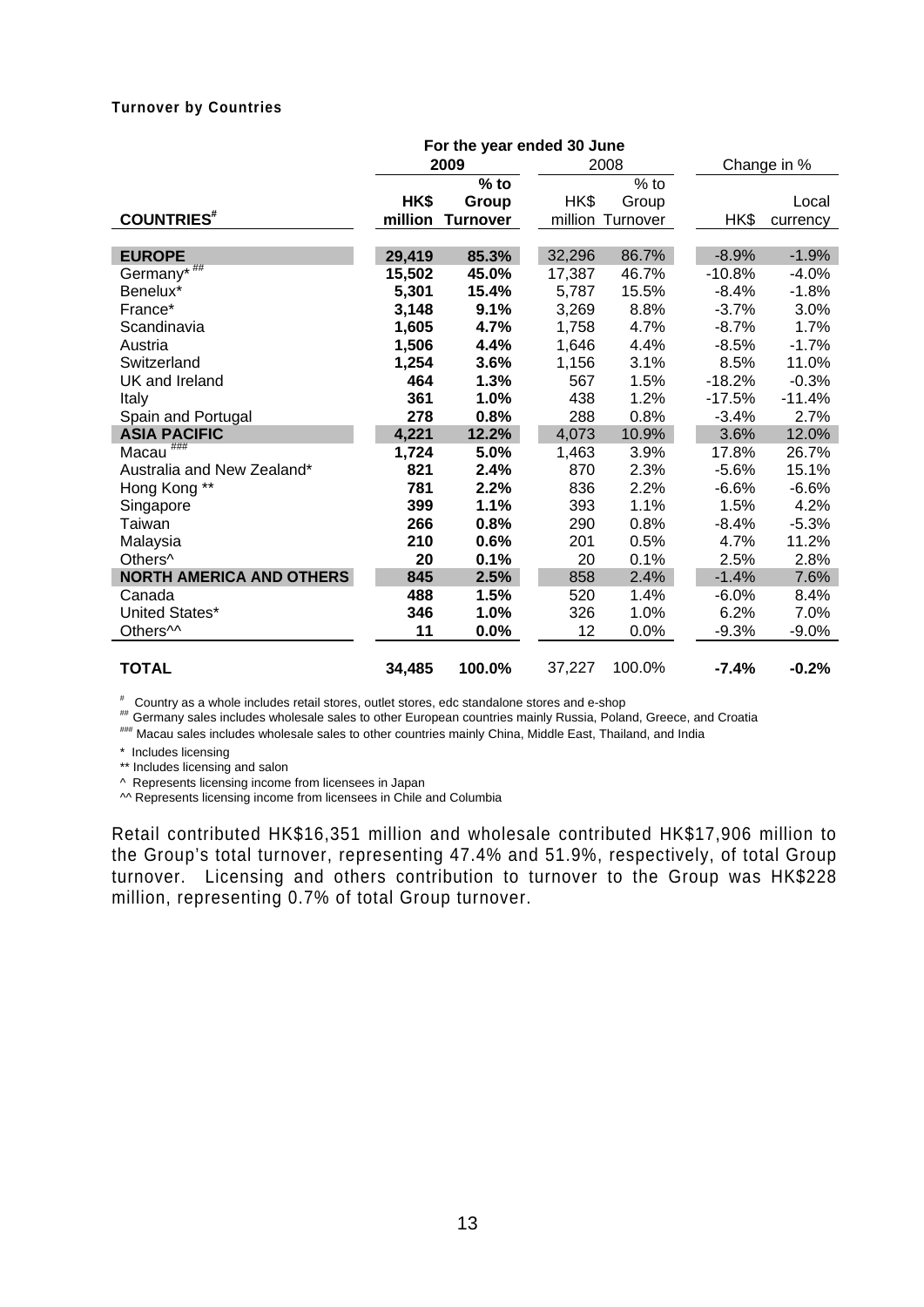**Turnover by Countries**

| COUNTRIES[#] | For the year ended 30 June 2009 HK$ million | 2009 % to Group Turnover | 2008 HK$ million | 2008 % to Group Turnover | Change in % HK$ | Change in % Local currency |
|---|---|---|---|---|---|---|
| **EUROPE** | **29,419** | **85.3%** | 32,296 | 86.7% | -8.9% | -1.9% |
| Germany* [##] | **15,502** | **45.0%** | 17,387 | 46.7% | -10.8% | -4.0% |
| Benelux* | **5,301** | **15.4%** | 5,787 | 15.5% | -8.4% | -1.8% |
| France* | **3,148** | **9.1%** | 3,269 | 8.8% | -3.7% | 3.0% |
| Scandinavia | **1,605** | **4.7%** | 1,758 | 4.7% | -8.7% | 1.7% |
| Austria | **1,506** | **4.4%** | 1,646 | 4.4% | -8.5% | -1.7% |
| Switzerland | **1,254** | **3.6%** | 1,156 | 3.1% | 8.5% | 11.0% |
| UK and Ireland | **464** | **1.3%** | 567 | 1.5% | -18.2% | -0.3% |
| Italy | **361** | **1.0%** | 438 | 1.2% | -17.5% | -11.4% |
| Spain and Portugal | **278** | **0.8%** | 288 | 0.8% | -3.4% | 2.7% |
| **ASIA PACIFIC** | **4,221** | **12.2%** | 4,073 | 10.9% | 3.6% | 12.0% |
| Macau [###] | **1,724** | **5.0%** | 1,463 | 3.9% | 17.8% | 26.7% |
| Australia and New Zealand* | **821** | **2.4%** | 870 | 2.3% | -5.6% | 15.1% |
| Hong Kong ** | **781** | **2.2%** | 836 | 2.2% | -6.6% | -6.6% |
| Singapore | **399** | **1.1%** | 393 | 1.1% | 1.5% | 4.2% |
| Taiwan | **266** | **0.8%** | 290 | 0.8% | -8.4% | -5.3% |
| Malaysia | **210** | **0.6%** | 201 | 0.5% | 4.7% | 11.2% |
| Others^ | **20** | **0.1%** | 20 | 0.1% | 2.5% | 2.8% |
| **NORTH AMERICA AND OTHERS** | **845** | **2.5%** | 858 | 2.4% | -1.4% | 7.6% |
| Canada | **488** | **1.5%** | 520 | 1.4% | -6.0% | 8.4% |
| United States* | **346** | **1.0%** | 326 | 1.0% | 6.2% | 7.0% |
| Others^^ | **11** | **0.0%** | 12 | 0.0% | -9.3% | -9.0% |
| **TOTAL** | **34,485** | **100.0%** | 37,227 | 100.0% | **-7.4%** | **-0.2%** |

[#] Country as a whole includes retail stores, outlet stores, edc standalone stores and e-shop

[##] Germany sales includes wholesale sales to other European countries mainly Russia, Poland, Greece, and Croatia

[###] Macau sales includes wholesale sales to other countries mainly China, Middle East, Thailand, and India

* Includes licensing

** Includes licensing and salon

^ Represents licensing income from licensees in Japan

^^ Represents licensing income from licensees in Chile and Columbia

Retail contributed HK$16,351 million and wholesale contributed HK$17,906 million to the Group's total turnover, representing 47.4% and 51.9%, respectively, of total Group turnover. Licensing and others contribution to turnover to the Group was HK$228 million, representing 0.7% of total Group turnover.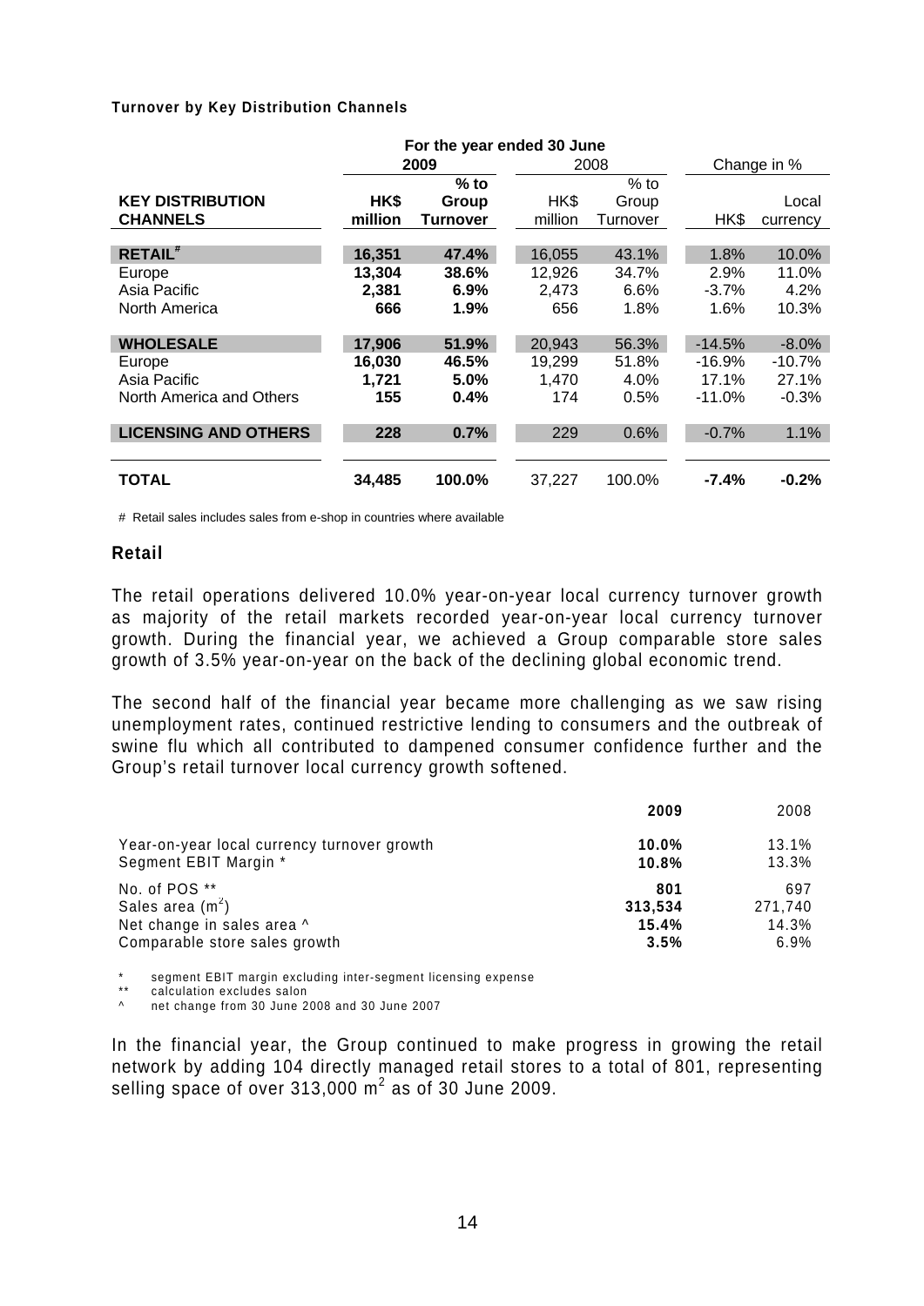**Turnover by Key Distribution Channels**

| | For the year ended 30 June | | | | | |
|---|---|---|---|---|---|---|
| | **2009** | | 2008 | | Change in % | |
| **KEY DISTRIBUTION CHANNELS** | **HK$ million** | **% to Group Turnover** | HK$ million | % to Group Turnover | HK$ | Local currency |
| **RETAIL**[#] | **16,351** | **47.4%** | 16,055 | 43.1% | 1.8% | 10.0% |
| Europe | **13,304** | **38.6%** | 12,926 | 34.7% | 2.9% | 11.0% |
| Asia Pacific | **2,381** | **6.9%** | 2,473 | 6.6% | -3.7% | 4.2% |
| North America | **666** | **1.9%** | 656 | 1.8% | 1.6% | 10.3% |
| **WHOLESALE** | **17,906** | **51.9%** | 20,943 | 56.3% | -14.5% | -8.0% |
| Europe | **16,030** | **46.5%** | 19,299 | 51.8% | -16.9% | -10.7% |
| Asia Pacific | **1,721** | **5.0%** | 1,470 | 4.0% | 17.1% | 27.1% |
| North America and Others | **155** | **0.4%** | 174 | 0.5% | -11.0% | -0.3% |
| **LICENSING AND OTHERS** | **228** | **0.7%** | 229 | 0.6% | -0.7% | 1.1% |
| **TOTAL** | **34,485** | **100.0%** | 37,227 | 100.0% | **-7.4%** | **-0.2%** |

# Retail sales includes sales from e-shop in countries where available

## Retail

The retail operations delivered 10.0% year-on-year local currency turnover growth as majority of the retail markets recorded year-on-year local currency turnover growth. During the financial year, we achieved a Group comparable store sales growth of 3.5% year-on-year on the back of the declining global economic trend.

The second half of the financial year became more challenging as we saw rising unemployment rates, continued restrictive lending to consumers and the outbreak of swine flu which all contributed to dampened consumer confidence further and the Group's retail turnover local currency growth softened.

| | **2009** | 2008 |
|---|---|---|
| Year-on-year local currency turnover growth | **10.0%** | 13.1% |
| Segment EBIT Margin * | **10.8%** | 13.3% |
| No. of POS ** | **801** | 697 |
| Sales area ($m^2$) | **313,534** | 271,740 |
| Net change in sales area ^ | **15.4%** | 14.3% |
| Comparable store sales growth | **3.5%** | 6.9% |

\* segment EBIT margin excluding inter-segment licensing expense
\** calculation excludes salon
^ net change from 30 June 2008 and 30 June 2007

In the financial year, the Group continued to make progress in growing the retail network by adding 104 directly managed retail stores to a total of 801, representing selling space of over 313,000 $m^2$ as of 30 June 2009.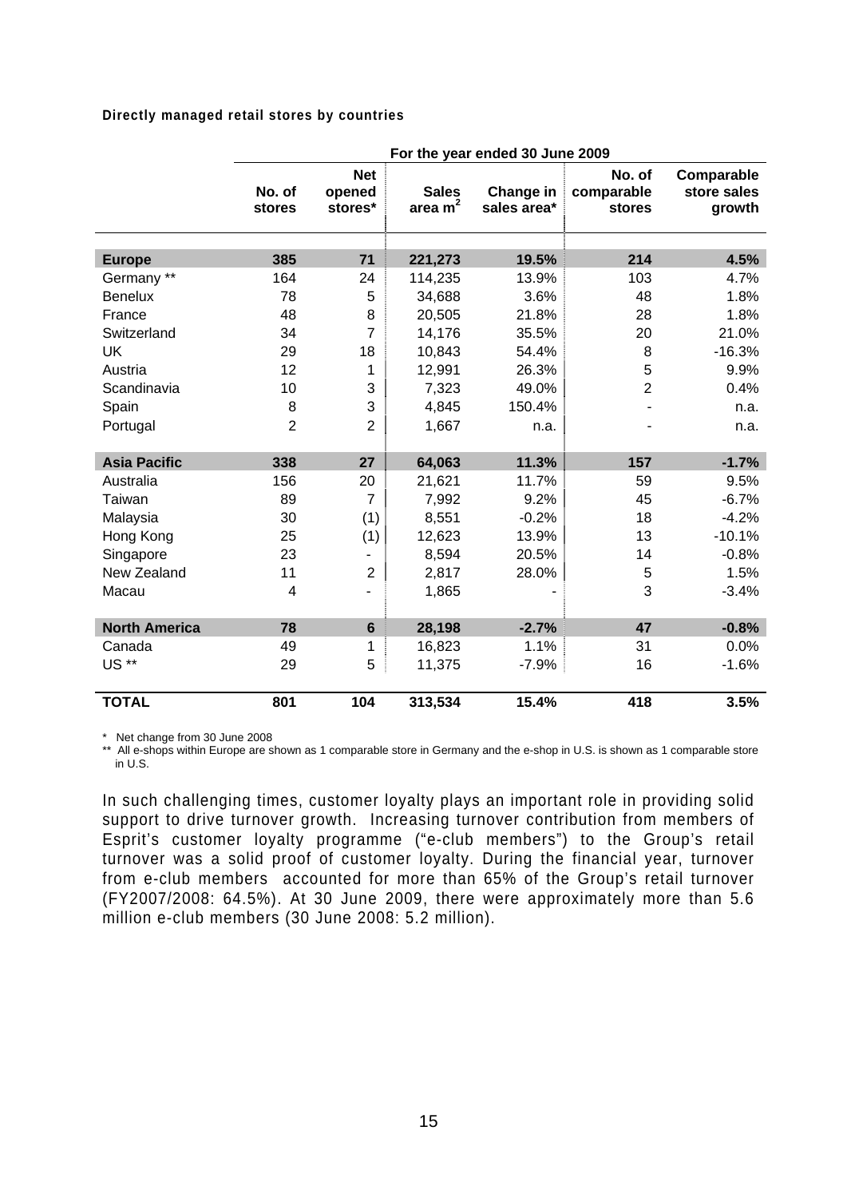**Directly managed retail stores by countries**

| | For the year ended 30 June 2009 | | | | | |
|---|---|---|---|---|---|---|
| | No. of stores | Net opened stores* | Sales area $m^2$ | Change in sales area* | No. of comparable stores | Comparable store sales growth |
| **Europe** | **385** | **71** | **221,273** | **19.5%** | **214** | **4.5%** |
| Germany ** | 164 | 24 | 114,235 | 13.9% | 103 | 4.7% |
| Benelux | 78 | 5 | 34,688 | 3.6% | 48 | 1.8% |
| France | 48 | 8 | 20,505 | 21.8% | 28 | 1.8% |
| Switzerland | 34 | 7 | 14,176 | 35.5% | 20 | 21.0% |
| UK | 29 | 18 | 10,843 | 54.4% | 8 | -16.3% |
| Austria | 12 | 1 | 12,991 | 26.3% | 5 | 9.9% |
| Scandinavia | 10 | 3 | 7,323 | 49.0% | 2 | 0.4% |
| Spain | 8 | 3 | 4,845 | 150.4% | - | n.a. |
| Portugal | 2 | 2 | 1,667 | n.a. | - | n.a. |
| **Asia Pacific** | **338** | **27** | **64,063** | **11.3%** | **157** | **-1.7%** |
| Australia | 156 | 20 | 21,621 | 11.7% | 59 | 9.5% |
| Taiwan | 89 | 7 | 7,992 | 9.2% | 45 | -6.7% |
| Malaysia | 30 | (1) | 8,551 | -0.2% | 18 | -4.2% |
| Hong Kong | 25 | (1) | 12,623 | 13.9% | 13 | -10.1% |
| Singapore | 23 | - | 8,594 | 20.5% | 14 | -0.8% |
| New Zealand | 11 | 2 | 2,817 | 28.0% | 5 | 1.5% |
| Macau | 4 | - | 1,865 | - | 3 | -3.4% |
| **North America** | **78** | **6** | **28,198** | **-2.7%** | **47** | **-0.8%** |
| Canada | 49 | 1 | 16,823 | 1.1% | 31 | 0.0% |
| US ** | 29 | 5 | 11,375 | -7.9% | 16 | -1.6% |
| **TOTAL** | **801** | **104** | **313,534** | **15.4%** | **418** | **3.5%** |

\* Net change from 30 June 2008

** All e-shops within Europe are shown as 1 comparable store in Germany and the e-shop in U.S. is shown as 1 comparable store in U.S.

In such challenging times, customer loyalty plays an important role in providing solid support to drive turnover growth. Increasing turnover contribution from members of Esprit's customer loyalty programme ("e-club members") to the Group's retail turnover was a solid proof of customer loyalty. During the financial year, turnover from e-club members accounted for more than 65% of the Group's retail turnover (FY2007/2008: 64.5%). At 30 June 2009, there were approximately more than 5.6 million e-club members (30 June 2008: 5.2 million).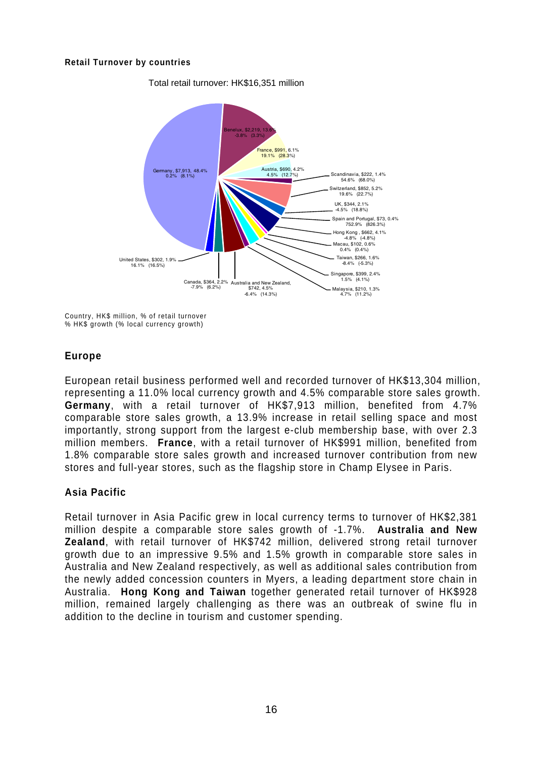**Retail Turnover by countries**

Total retail turnover: HK$16,351 million

| Country | HK$ million | % of retail turnover | % HK$ growth | (% local currency growth) |
|---|---|---|---|---|
| Germany | $7,913 | 48.4% | 0.2% | (8.1%) |
| Benelux | $2,219 | 13.6% | -3.8% | (3.3%) |
| France | $991 | 6.1% | 19.1% | (28.3%) |
| Austria | $690 | 4.2% | 4.5% | (12.7%) |
| Scandinavia | $222 | 1.4% | 54.6% | (68.0%) |
| Switzerland | $852 | 5.2% | 19.6% | (22.7%) |
| UK | $344 | 2.1% | -4.5% | (18.8%) |
| Spain and Portugal | $73 | 0.4% | 752.9% | (826.3%) |
| Hong Kong | $662 | 4.1% | -4.8% | (-4.8%) |
| Macau | $102 | 0.6% | 0.4% | (0.4%) |
| Taiwan | $266 | 1.6% | -8.4% | (-5.3%) |
| Singapore | $399 | 2.4% | 1.5% | (4.1%) |
| Malaysia | $210 | 1.3% | 4.7% | (11.2%) |
| Australia and New Zealand | $742 | 4.5% | -6.4% | (14.3%) |
| Canada | $364 | 2.2% | -7.9% | (6.2%) |
| United States | $302 | 1.9% | 16.1% | (16.5%) |

Country, HK$ million, % of retail turnover
% HK$ growth (% local currency growth)

## Europe

European retail business performed well and recorded turnover of HK$13,304 million, representing a 11.0% local currency growth and 4.5% comparable store sales growth. **Germany**, with a retail turnover of HK$7,913 million, benefited from 4.7% comparable store sales growth, a 13.9% increase in retail selling space and most importantly, strong support from the largest e-club membership base, with over 2.3 million members. **France**, with a retail turnover of HK$991 million, benefited from 1.8% comparable store sales growth and increased turnover contribution from new stores and full-year stores, such as the flagship store in Champ Elysee in Paris.

## Asia Pacific

Retail turnover in Asia Pacific grew in local currency terms to turnover of HK$2,381 million despite a comparable store sales growth of -1.7%. **Australia and New Zealand**, with retail turnover of HK$742 million, delivered strong retail turnover growth due to an impressive 9.5% and 1.5% growth in comparable store sales in Australia and New Zealand respectively, as well as additional sales contribution from the newly added concession counters in Myers, a leading department store chain in Australia. **Hong Kong and Taiwan** together generated retail turnover of HK$928 million, remained largely challenging as there was an outbreak of swine flu in addition to the decline in tourism and customer spending.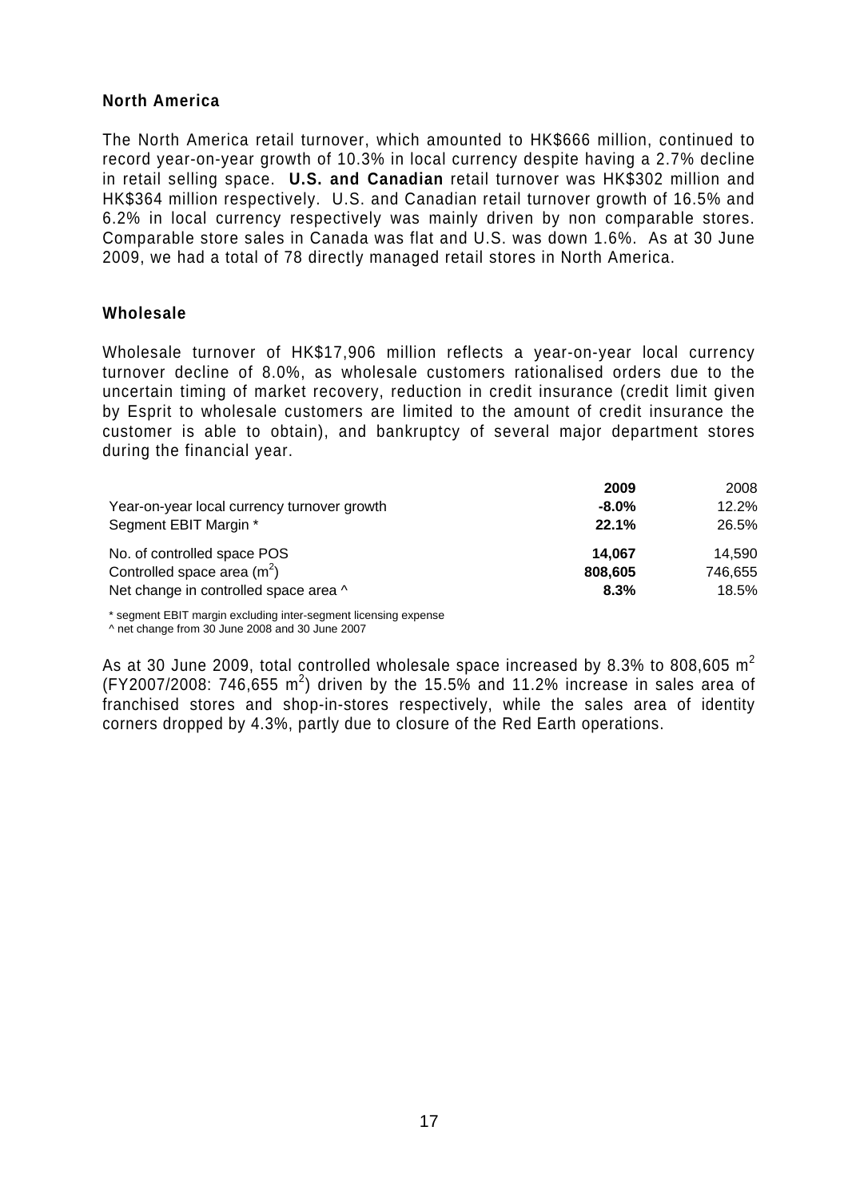## North America

The North America retail turnover, which amounted to HK$666 million, continued to record year-on-year growth of 10.3% in local currency despite having a 2.7% decline in retail selling space. **U.S. and Canadian** retail turnover was HK$302 million and HK$364 million respectively. U.S. and Canadian retail turnover growth of 16.5% and 6.2% in local currency respectively was mainly driven by non comparable stores. Comparable store sales in Canada was flat and U.S. was down 1.6%. As at 30 June 2009, we had a total of 78 directly managed retail stores in North America.

## Wholesale

Wholesale turnover of HK$17,906 million reflects a year-on-year local currency turnover decline of 8.0%, as wholesale customers rationalised orders due to the uncertain timing of market recovery, reduction in credit insurance (credit limit given by Esprit to wholesale customers are limited to the amount of credit insurance the customer is able to obtain), and bankruptcy of several major department stores during the financial year.

| | **2009** | 2008 |
|---|---|---|
| Year-on-year local currency turnover growth | **-8.0%** | 12.2% |
| Segment EBIT Margin * | **22.1%** | 26.5% |
| No. of controlled space POS | **14,067** | 14,590 |
| Controlled space area ($m^2$) | **808,605** | 746,655 |
| Net change in controlled space area ^ | **8.3%** | 18.5% |

\* segment EBIT margin excluding inter-segment licensing expense
^ net change from 30 June 2008 and 30 June 2007

As at 30 June 2009, total controlled wholesale space increased by 8.3% to 808,605 $m^2$ (FY2007/2008: 746,655 $m^2$) driven by the 15.5% and 11.2% increase in sales area of franchised stores and shop-in-stores respectively, while the sales area of identity corners dropped by 4.3%, partly due to closure of the Red Earth operations.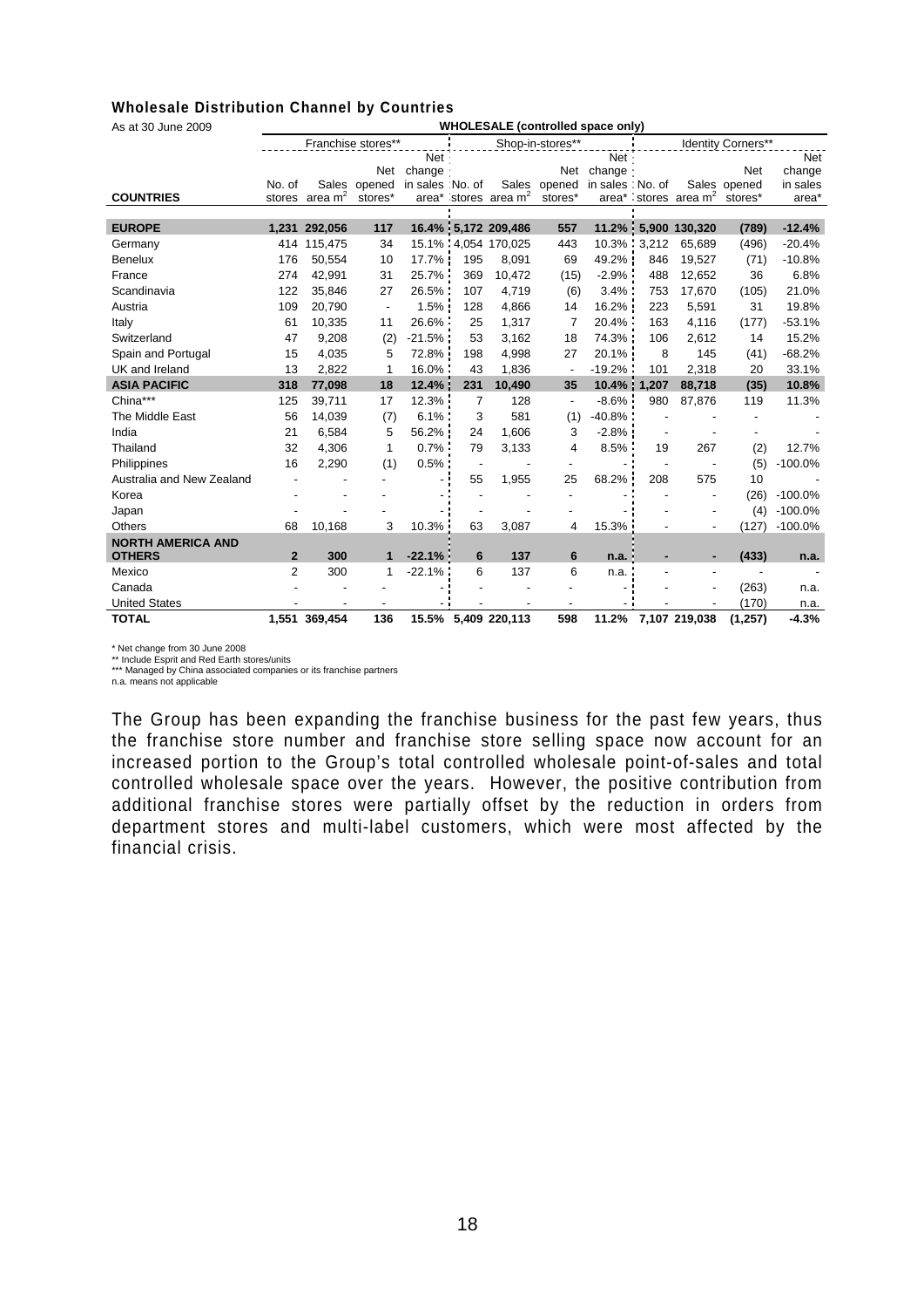## Wholesale Distribution Channel by Countries

| As at 30 June 2009 | WHOLESALE (controlled space only) | | | | | | | | | | | |
|---|---|---|---|---|---|---|---|---|---|---|---|---|
| | Franchise stores** | | | | Shop-in-stores** | | | | Identity Corners** | | | |
| COUNTRIES | No. of stores | Sales area m² | Net opened stores* | Net change in sales area* | No. of stores | Sales area m² | Net opened stores* | Net change in sales area* | No. of stores | Sales area m² | Net opened stores* | Net change in sales area* |
| **EUROPE** | **1,231** | **292,056** | **117** | **16.4%** | **5,172** | **209,486** | **557** | **11.2%** | **5,900** | **130,320** | **(789)** | **-12.4%** |
| Germany | 414 | 115,475 | 34 | 15.1% | 4,054 | 170,025 | 443 | 10.3% | 3,212 | 65,689 | (496) | -20.4% |
| Benelux | 176 | 50,554 | 10 | 17.7% | 195 | 8,091 | 69 | 49.2% | 846 | 19,527 | (71) | -10.8% |
| France | 274 | 42,991 | 31 | 25.7% | 369 | 10,472 | (15) | -2.9% | 488 | 12,652 | 36 | 6.8% |
| Scandinavia | 122 | 35,846 | 27 | 26.5% | 107 | 4,719 | (6) | 3.4% | 753 | 17,670 | (105) | 21.0% |
| Austria | 109 | 20,790 | - | 1.5% | 128 | 4,866 | 14 | 16.2% | 223 | 5,591 | 31 | 19.8% |
| Italy | 61 | 10,335 | 11 | 26.6% | 25 | 1,317 | 7 | 20.4% | 163 | 4,116 | (177) | -53.1% |
| Switzerland | 47 | 9,208 | (2) | -21.5% | 53 | 3,162 | 18 | 74.3% | 106 | 2,612 | 14 | 15.2% |
| Spain and Portugal | 15 | 4,035 | 5 | 72.8% | 198 | 4,998 | 27 | 20.1% | 8 | 145 | (41) | -68.2% |
| UK and Ireland | 13 | 2,822 | 1 | 16.0% | 43 | 1,836 | - | -19.2% | 101 | 2,318 | 20 | 33.1% |
| **ASIA PACIFIC** | **318** | **77,098** | **18** | **12.4%** | **231** | **10,490** | **35** | **10.4%** | **1,207** | **88,718** | **(35)** | **10.8%** |
| China*** | 125 | 39,711 | 17 | 12.3% | 7 | 128 | - | -8.6% | 980 | 87,876 | 119 | 11.3% |
| The Middle East | 56 | 14,039 | (7) | 6.1% | 3 | 581 | (1) | -40.8% | - | - | - | - |
| India | 21 | 6,584 | 5 | 56.2% | 24 | 1,606 | 3 | -2.8% | - | - | - | - |
| Thailand | 32 | 4,306 | 1 | 0.7% | 79 | 3,133 | 4 | 8.5% | 19 | 267 | (2) | 12.7% |
| Philippines | 16 | 2,290 | (1) | 0.5% | - | - | - | - | - | - | (5) | -100.0% |
| Australia and New Zealand | - | - | - | - | 55 | 1,955 | 25 | 68.2% | 208 | 575 | 10 | - |
| Korea | - | - | - | - | - | - | - | - | - | - | (26) | -100.0% |
| Japan | - | - | - | - | - | - | - | - | - | - | (4) | -100.0% |
| Others | 68 | 10,168 | 3 | 10.3% | 63 | 3,087 | 4 | 15.3% | - | - | (127) | -100.0% |
| **NORTH AMERICA AND OTHERS** | **2** | **300** | **1** | **-22.1%** | **6** | **137** | **6** | **n.a.** | **-** | **-** | **(433)** | **n.a.** |
| Mexico | 2 | 300 | 1 | -22.1% | 6 | 137 | 6 | n.a. | - | - | - | - |
| Canada | - | - | - | - | - | - | - | - | - | - | (263) | n.a. |
| United States | - | - | - | - | - | - | - | - | - | - | (170) | n.a. |
| **TOTAL** | **1,551** | **369,454** | **136** | **15.5%** | **5,409** | **220,113** | **598** | **11.2%** | **7,107** | **219,038** | **(1,257)** | **-4.3%** |

\* Net change from 30 June 2008
** Include Esprit and Red Earth stores/units
*** Managed by China associated companies or its franchise partners
n.a. means not applicable

The Group has been expanding the franchise business for the past few years, thus the franchise store number and franchise store selling space now account for an increased portion to the Group's total controlled wholesale point-of-sales and total controlled wholesale space over the years. However, the positive contribution from additional franchise stores were partially offset by the reduction in orders from department stores and multi-label customers, which were most affected by the financial crisis.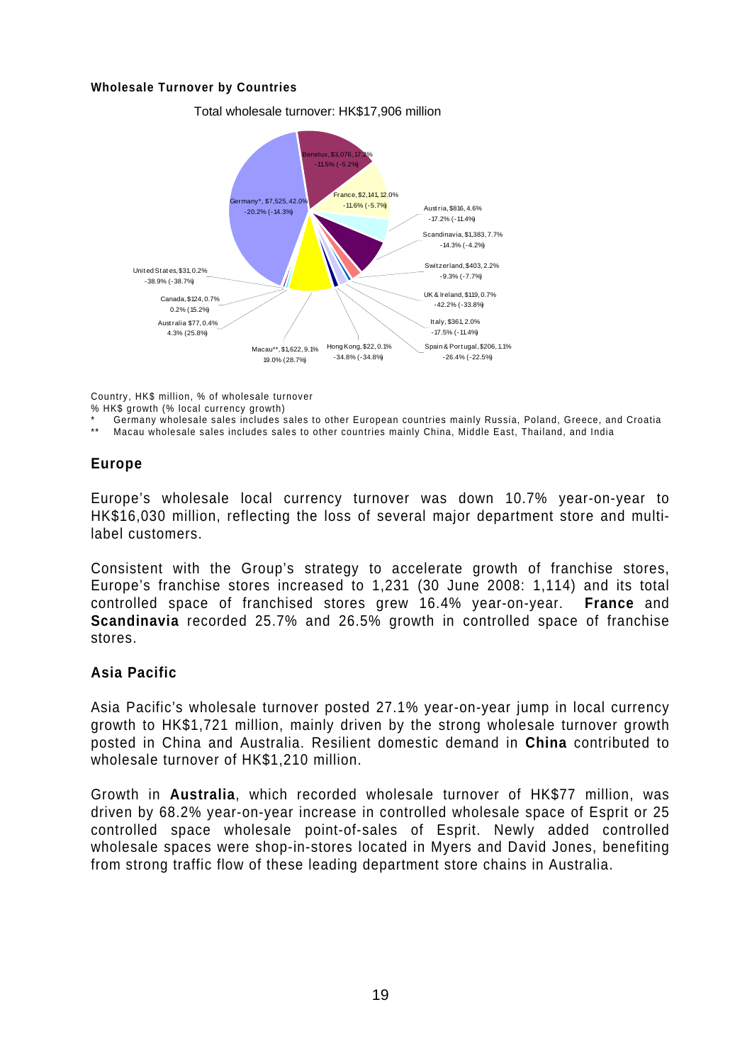**Wholesale Turnover by Countries**

Total wholesale turnover: HK$17,906 million

| Country | HK$ million | % of wholesale turnover | % HK$ growth (% local currency growth) |
|---|---|---|---|
| Benelux | $3,076 | 17.2% | -11.5% (-5.2%) |
| France | $2,141 | 12.0% | -11.6% (-5.7%) |
| Austria | $816 | 4.6% | -17.2% (-11.4%) |
| Scandinavia | $1,383 | 7.7% | -14.3% (-4.2%) |
| Switzerland | $403 | 2.2% | -9.3% (-7.7%) |
| UK & Ireland | $119 | 0.7% | -42.2% (-33.8%) |
| Italy | $361 | 2.0% | -17.5% (-11.4%) |
| Spain & Portugal | $206 | 1.1% | -26.4% (-22.5%) |
| Hong Kong | $22 | 0.1% | -34.8% (-34.8%) |
| Macau** | $1,622 | 9.1% | 19.0% (28.7%) |
| Australia | $77 | 0.4% | 4.3% (25.8%) |
| Canada | $124 | 0.7% | 0.2% (15.2%) |
| United States | $31 | 0.2% | -38.9% (-38.7%) |
| Germany* | $7,525 | 42.0% | -20.2% (-14.3%) |

Country, HK$ million, % of wholesale turnover
% HK$ growth (% local currency growth)
* Germany wholesale sales includes sales to other European countries mainly Russia, Poland, Greece, and Croatia
** Macau wholesale sales includes sales to other countries mainly China, Middle East, Thailand, and India

## Europe

Europe's wholesale local currency turnover was down 10.7% year-on-year to HK$16,030 million, reflecting the loss of several major department store and multi-label customers.

Consistent with the Group's strategy to accelerate growth of franchise stores, Europe's franchise stores increased to 1,231 (30 June 2008: 1,114) and its total controlled space of franchised stores grew 16.4% year-on-year. **France** and **Scandinavia** recorded 25.7% and 26.5% growth in controlled space of franchise stores.

## Asia Pacific

Asia Pacific's wholesale turnover posted 27.1% year-on-year jump in local currency growth to HK$1,721 million, mainly driven by the strong wholesale turnover growth posted in China and Australia. Resilient domestic demand in **China** contributed to wholesale turnover of HK$1,210 million.

Growth in **Australia**, which recorded wholesale turnover of HK$77 million, was driven by 68.2% year-on-year increase in controlled wholesale space of Esprit or 25 controlled space wholesale point-of-sales of Esprit. Newly added controlled wholesale spaces were shop-in-stores located in Myers and David Jones, benefiting from strong traffic flow of these leading department store chains in Australia.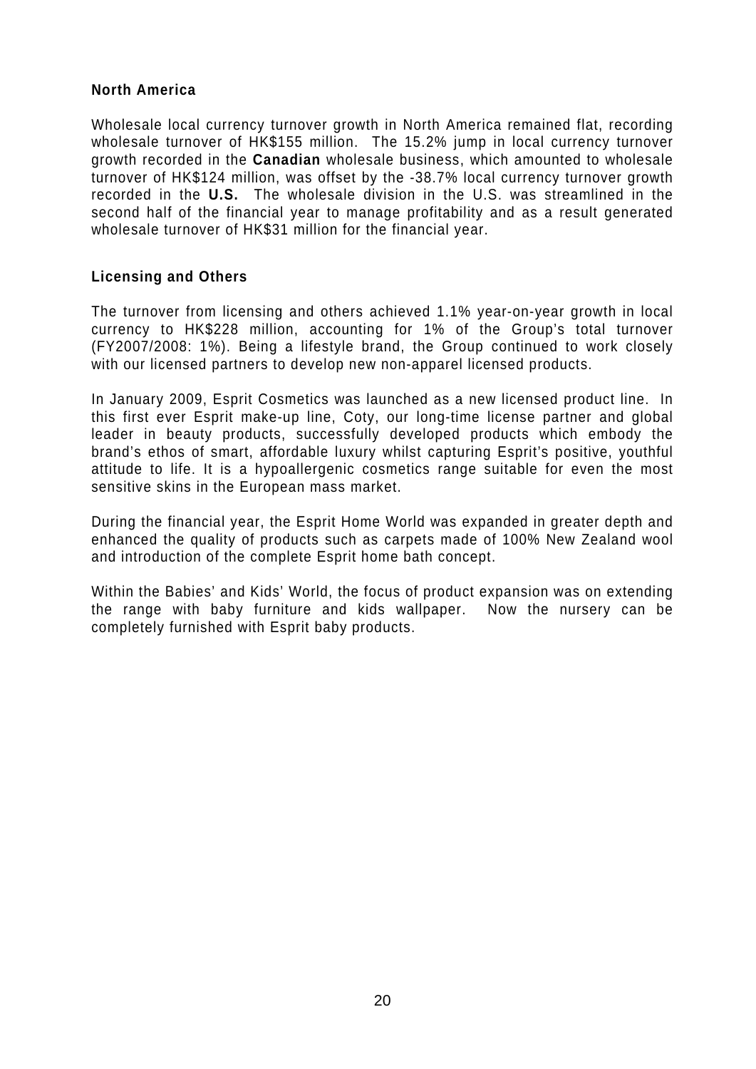**North America**

Wholesale local currency turnover growth in North America remained flat, recording wholesale turnover of HK$155 million. The 15.2% jump in local currency turnover growth recorded in the **Canadian** wholesale business, which amounted to wholesale turnover of HK$124 million, was offset by the -38.7% local currency turnover growth recorded in the **U.S.** The wholesale division in the U.S. was streamlined in the second half of the financial year to manage profitability and as a result generated wholesale turnover of HK$31 million for the financial year.

**Licensing and Others**

The turnover from licensing and others achieved 1.1% year-on-year growth in local currency to HK$228 million, accounting for 1% of the Group's total turnover (FY2007/2008: 1%). Being a lifestyle brand, the Group continued to work closely with our licensed partners to develop new non-apparel licensed products.

In January 2009, Esprit Cosmetics was launched as a new licensed product line. In this first ever Esprit make-up line, Coty, our long-time license partner and global leader in beauty products, successfully developed products which embody the brand's ethos of smart, affordable luxury whilst capturing Esprit's positive, youthful attitude to life. It is a hypoallergenic cosmetics range suitable for even the most sensitive skins in the European mass market.

During the financial year, the Esprit Home World was expanded in greater depth and enhanced the quality of products such as carpets made of 100% New Zealand wool and introduction of the complete Esprit home bath concept.

Within the Babies' and Kids' World, the focus of product expansion was on extending the range with baby furniture and kids wallpaper. Now the nursery can be completely furnished with Esprit baby products.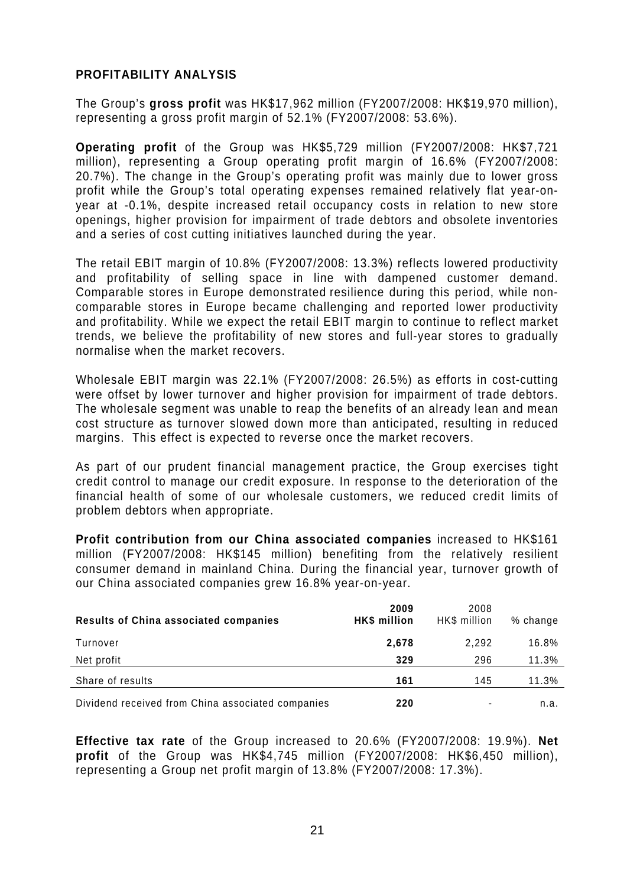## PROFITABILITY ANALYSIS

The Group's **gross profit** was HK$17,962 million (FY2007/2008: HK$19,970 million), representing a gross profit margin of 52.1% (FY2007/2008: 53.6%).

**Operating profit** of the Group was HK$5,729 million (FY2007/2008: HK$7,721 million), representing a Group operating profit margin of 16.6% (FY2007/2008: 20.7%). The change in the Group's operating profit was mainly due to lower gross profit while the Group's total operating expenses remained relatively flat year-on-year at -0.1%, despite increased retail occupancy costs in relation to new store openings, higher provision for impairment of trade debtors and obsolete inventories and a series of cost cutting initiatives launched during the year.

The retail EBIT margin of 10.8% (FY2007/2008: 13.3%) reflects lowered productivity and profitability of selling space in line with dampened customer demand. Comparable stores in Europe demonstrated resilience during this period, while non-comparable stores in Europe became challenging and reported lower productivity and profitability. While we expect the retail EBIT margin to continue to reflect market trends, we believe the profitability of new stores and full-year stores to gradually normalise when the market recovers.

Wholesale EBIT margin was 22.1% (FY2007/2008: 26.5%) as efforts in cost-cutting were offset by lower turnover and higher provision for impairment of trade debtors. The wholesale segment was unable to reap the benefits of an already lean and mean cost structure as turnover slowed down more than anticipated, resulting in reduced margins. This effect is expected to reverse once the market recovers.

As part of our prudent financial management practice, the Group exercises tight credit control to manage our credit exposure. In response to the deterioration of the financial health of some of our wholesale customers, we reduced credit limits of problem debtors when appropriate.

**Profit contribution from our China associated companies** increased to HK$161 million (FY2007/2008: HK$145 million) benefiting from the relatively resilient consumer demand in mainland China. During the financial year, turnover growth of our China associated companies grew 16.8% year-on-year.

| Results of China associated companies | 2009 HK$ million | 2008 HK$ million | % change |
|---|---|---|---|
| Turnover | **2,678** | 2,292 | 16.8% |
| Net profit | **329** | 296 | 11.3% |
| Share of results | **161** | 145 | 11.3% |
| Dividend received from China associated companies | **220** | - | n.a. |

**Effective tax rate** of the Group increased to 20.6% (FY2007/2008: 19.9%). **Net profit** of the Group was HK$4,745 million (FY2007/2008: HK$6,450 million), representing a Group net profit margin of 13.8% (FY2007/2008: 17.3%).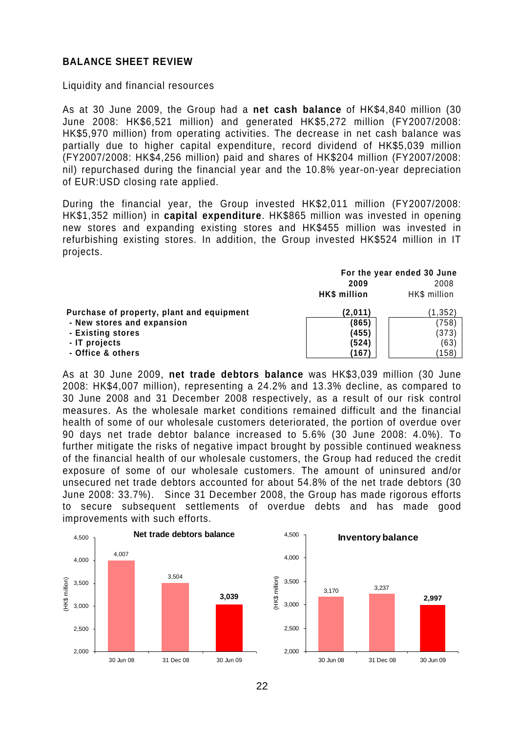## BALANCE SHEET REVIEW

Liquidity and financial resources

As at 30 June 2009, the Group had a **net cash balance** of HK$4,840 million (30 June 2008: HK$6,521 million) and generated HK$5,272 million (FY2007/2008: HK$5,970 million) from operating activities. The decrease in net cash balance was partially due to higher capital expenditure, record dividend of HK$5,039 million (FY2007/2008: HK$4,256 million) paid and shares of HK$204 million (FY2007/2008: nil) repurchased during the financial year and the 10.8% year-on-year depreciation of EUR:USD closing rate applied.

During the financial year, the Group invested HK$2,011 million (FY2007/2008: HK$1,352 million) in **capital expenditure**. HK$865 million was invested in opening new stores and expanding existing stores and HK$455 million was invested in refurbishing existing stores. In addition, the Group invested HK$524 million in IT projects.

| | For the year ended 30 June | |
|---|---|---|
| | **2009** | 2008 |
| | **HK$ million** | HK$ million |
| **Purchase of property, plant and equipment** | **(2,011)** | (1,352) |
| **- New stores and expansion** | **(865)** | (758) |
| **- Existing stores** | **(455)** | (373) |
| **- IT projects** | **(524)** | (63) |
| **- Office & others** | **(167)** | (158) |

As at 30 June 2009, **net trade debtors balance** was HK$3,039 million (30 June 2008: HK$4,007 million), representing a 24.2% and 13.3% decline, as compared to 30 June 2008 and 31 December 2008 respectively, as a result of our risk control measures. As the wholesale market conditions remained difficult and the financial health of some of our wholesale customers deteriorated, the portion of overdue over 90 days net trade debtor balance increased to 5.6% (30 June 2008: 4.0%). To further mitigate the risks of negative impact brought by possible continued weakness of the financial health of our wholesale customers, the Group had reduced the credit exposure of some of our wholesale customers. The amount of uninsured and/or unsecured net trade debtors accounted for about 54.8% of the net trade debtors (30 June 2008: 33.7%). Since 31 December 2008, the Group has made rigorous efforts to secure subsequent settlements of overdue debts and has made good improvements with such efforts.

**Net trade debtors balance** (HK$ million)

| 30 Jun 08 | 31 Dec 08 | 30 Jun 09 |
|---|---|---|
| 4,007 | 3,504 | **3,039** |

**Inventory balance** (HK$ million)

| 30 Jun 08 | 31 Dec 08 | 30 Jun 09 |
|---|---|---|
| 3,170 | 3,237 | **2,997** |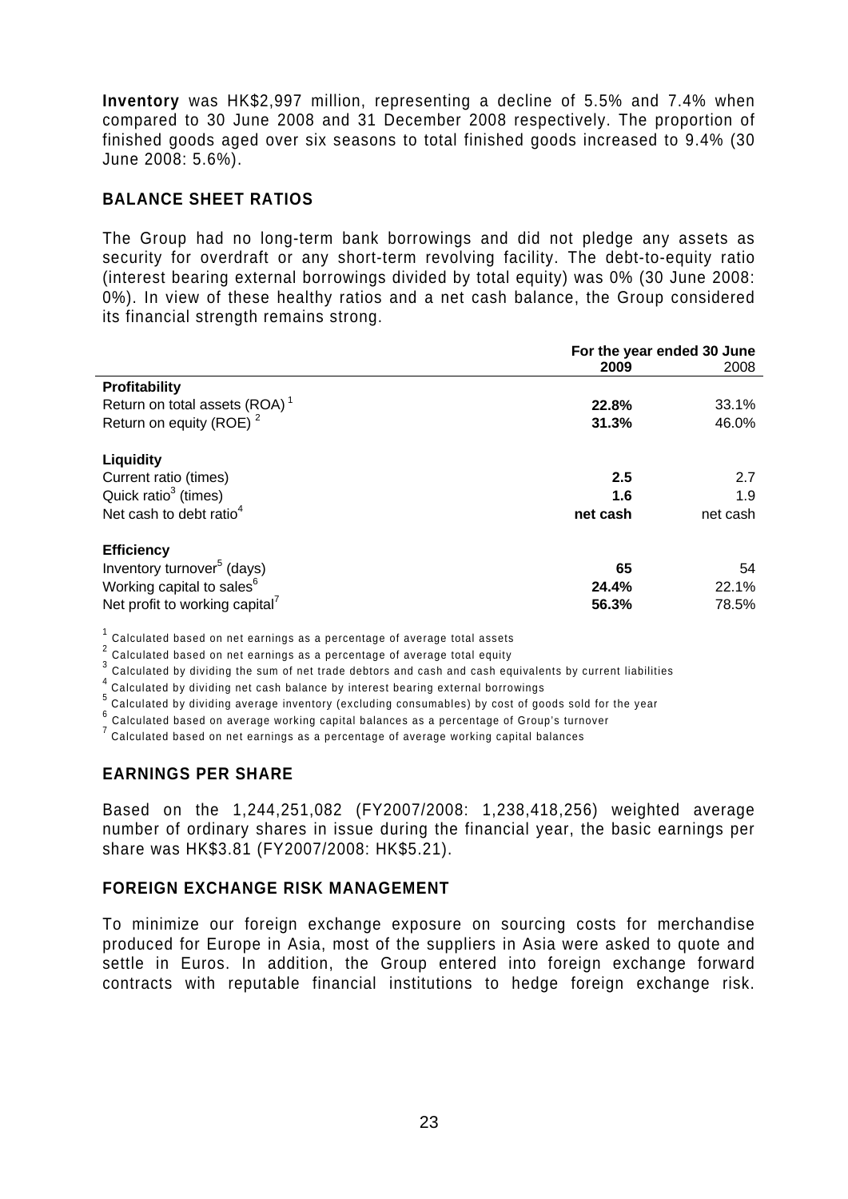**Inventory** was HK$2,997 million, representing a decline of 5.5% and 7.4% when compared to 30 June 2008 and 31 December 2008 respectively. The proportion of finished goods aged over six seasons to total finished goods increased to 9.4% (30 June 2008: 5.6%).

## BALANCE SHEET RATIOS

The Group had no long-term bank borrowings and did not pledge any assets as security for overdraft or any short-term revolving facility. The debt-to-equity ratio (interest bearing external borrowings divided by total equity) was 0% (30 June 2008: 0%). In view of these healthy ratios and a net cash balance, the Group considered its financial strength remains strong.

| | For the year ended 30 June | |
|---|---|---|
| | **2009** | 2008 |
| **Profitability** | | |
| Return on total assets (ROA)[1] | **22.8%** | 33.1% |
| Return on equity (ROE)[2] | **31.3%** | 46.0% |
| **Liquidity** | | |
| Current ratio (times) | **2.5** | 2.7 |
| Quick ratio[3] (times) | **1.6** | 1.9 |
| Net cash to debt ratio[4] | **net cash** | net cash |
| **Efficiency** | | |
| Inventory turnover[5] (days) | **65** | 54 |
| Working capital to sales[6] | **24.4%** | 22.1% |
| Net profit to working capital[7] | **56.3%** | 78.5% |

[1] Calculated based on net earnings as a percentage of average total assets
[2] Calculated based on net earnings as a percentage of average total equity
[3] Calculated by dividing the sum of net trade debtors and cash and cash equivalents by current liabilities
[4] Calculated by dividing net cash balance by interest bearing external borrowings
[5] Calculated by dividing average inventory (excluding consumables) by cost of goods sold for the year
[6] Calculated based on average working capital balances as a percentage of Group's turnover
[7] Calculated based on net earnings as a percentage of average working capital balances

## EARNINGS PER SHARE

Based on the 1,244,251,082 (FY2007/2008: 1,238,418,256) weighted average number of ordinary shares in issue during the financial year, the basic earnings per share was HK$3.81 (FY2007/2008: HK$5.21).

## FOREIGN EXCHANGE RISK MANAGEMENT

To minimize our foreign exchange exposure on sourcing costs for merchandise produced for Europe in Asia, most of the suppliers in Asia were asked to quote and settle in Euros. In addition, the Group entered into foreign exchange forward contracts with reputable financial institutions to hedge foreign exchange risk.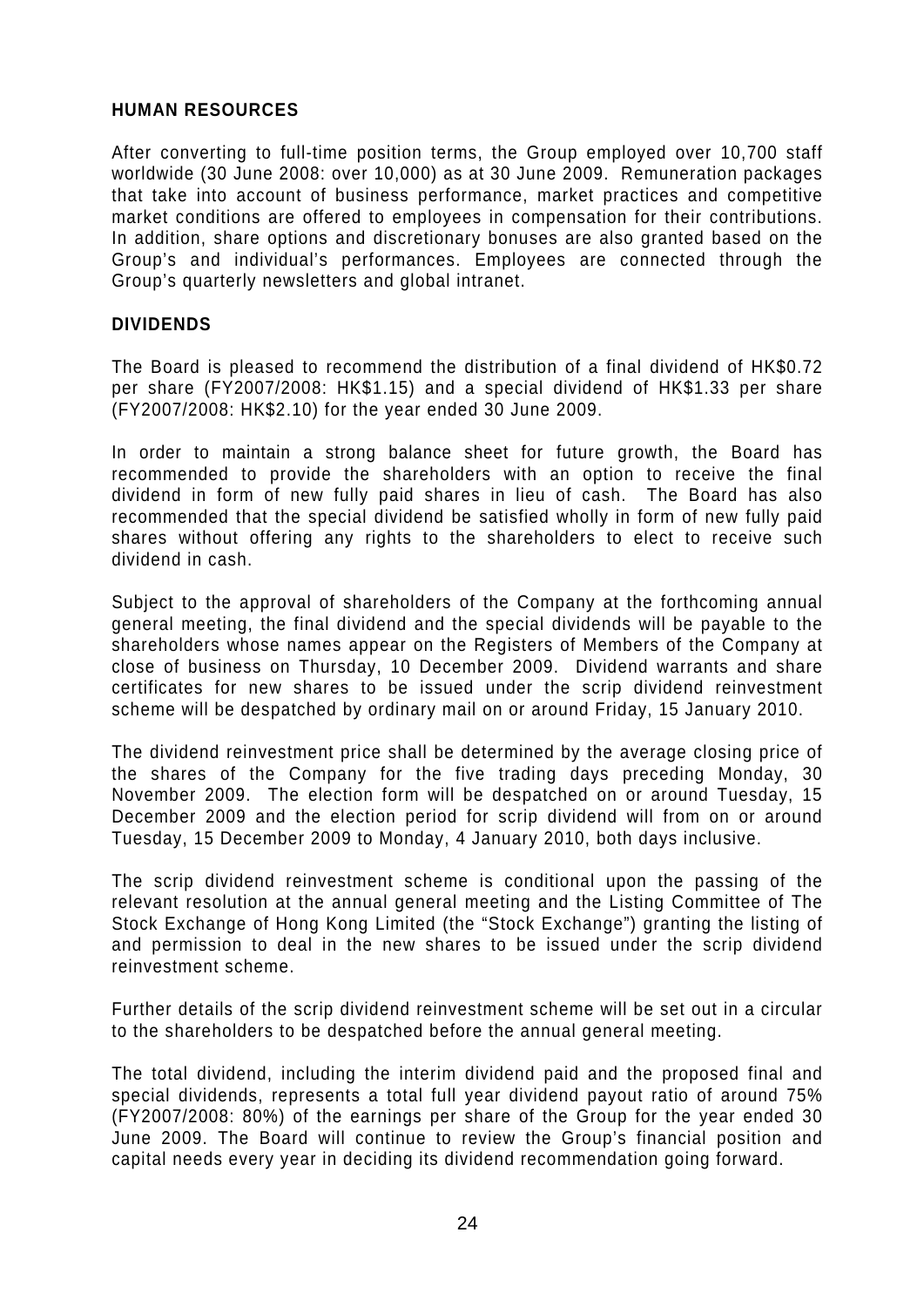## HUMAN RESOURCES

After converting to full-time position terms, the Group employed over 10,700 staff worldwide (30 June 2008: over 10,000) as at 30 June 2009. Remuneration packages that take into account of business performance, market practices and competitive market conditions are offered to employees in compensation for their contributions. In addition, share options and discretionary bonuses are also granted based on the Group's and individual's performances. Employees are connected through the Group's quarterly newsletters and global intranet.

## DIVIDENDS

The Board is pleased to recommend the distribution of a final dividend of HK$0.72 per share (FY2007/2008: HK$1.15) and a special dividend of HK$1.33 per share (FY2007/2008: HK$2.10) for the year ended 30 June 2009.

In order to maintain a strong balance sheet for future growth, the Board has recommended to provide the shareholders with an option to receive the final dividend in form of new fully paid shares in lieu of cash. The Board has also recommended that the special dividend be satisfied wholly in form of new fully paid shares without offering any rights to the shareholders to elect to receive such dividend in cash.

Subject to the approval of shareholders of the Company at the forthcoming annual general meeting, the final dividend and the special dividends will be payable to the shareholders whose names appear on the Registers of Members of the Company at close of business on Thursday, 10 December 2009. Dividend warrants and share certificates for new shares to be issued under the scrip dividend reinvestment scheme will be despatched by ordinary mail on or around Friday, 15 January 2010.

The dividend reinvestment price shall be determined by the average closing price of the shares of the Company for the five trading days preceding Monday, 30 November 2009. The election form will be despatched on or around Tuesday, 15 December 2009 and the election period for scrip dividend will from on or around Tuesday, 15 December 2009 to Monday, 4 January 2010, both days inclusive.

The scrip dividend reinvestment scheme is conditional upon the passing of the relevant resolution at the annual general meeting and the Listing Committee of The Stock Exchange of Hong Kong Limited (the "Stock Exchange") granting the listing of and permission to deal in the new shares to be issued under the scrip dividend reinvestment scheme.

Further details of the scrip dividend reinvestment scheme will be set out in a circular to the shareholders to be despatched before the annual general meeting.

The total dividend, including the interim dividend paid and the proposed final and special dividends, represents a total full year dividend payout ratio of around 75% (FY2007/2008: 80%) of the earnings per share of the Group for the year ended 30 June 2009. The Board will continue to review the Group's financial position and capital needs every year in deciding its dividend recommendation going forward.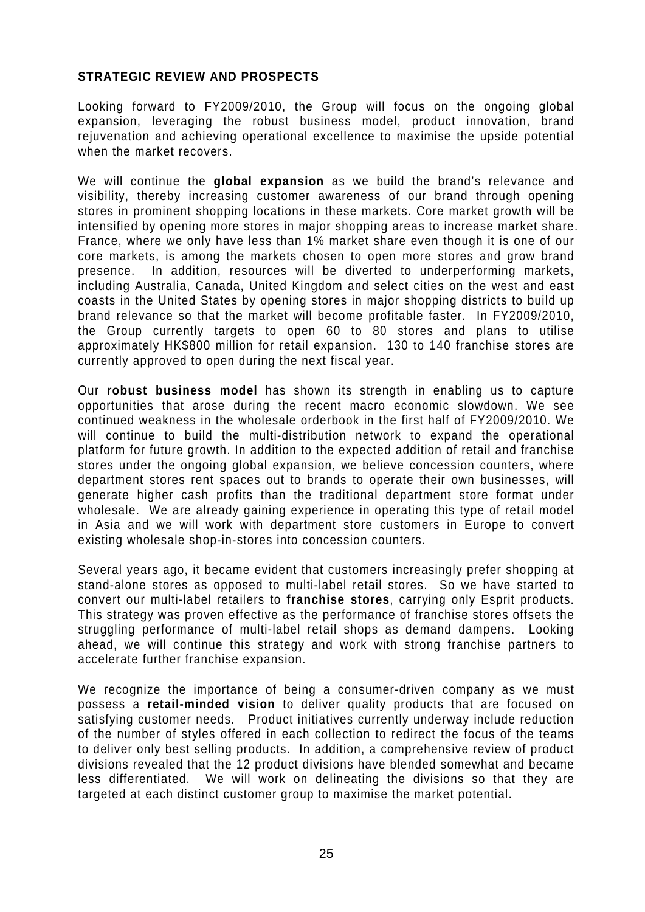## STRATEGIC REVIEW AND PROSPECTS

Looking forward to FY2009/2010, the Group will focus on the ongoing global expansion, leveraging the robust business model, product innovation, brand rejuvenation and achieving operational excellence to maximise the upside potential when the market recovers.

We will continue the **global expansion** as we build the brand's relevance and visibility, thereby increasing customer awareness of our brand through opening stores in prominent shopping locations in these markets. Core market growth will be intensified by opening more stores in major shopping areas to increase market share. France, where we only have less than 1% market share even though it is one of our core markets, is among the markets chosen to open more stores and grow brand presence. In addition, resources will be diverted to underperforming markets, including Australia, Canada, United Kingdom and select cities on the west and east coasts in the United States by opening stores in major shopping districts to build up brand relevance so that the market will become profitable faster. In FY2009/2010, the Group currently targets to open 60 to 80 stores and plans to utilise approximately HK$800 million for retail expansion. 130 to 140 franchise stores are currently approved to open during the next fiscal year.

Our **robust business model** has shown its strength in enabling us to capture opportunities that arose during the recent macro economic slowdown. We see continued weakness in the wholesale orderbook in the first half of FY2009/2010. We will continue to build the multi-distribution network to expand the operational platform for future growth. In addition to the expected addition of retail and franchise stores under the ongoing global expansion, we believe concession counters, where department stores rent spaces out to brands to operate their own businesses, will generate higher cash profits than the traditional department store format under wholesale. We are already gaining experience in operating this type of retail model in Asia and we will work with department store customers in Europe to convert existing wholesale shop-in-stores into concession counters.

Several years ago, it became evident that customers increasingly prefer shopping at stand-alone stores as opposed to multi-label retail stores. So we have started to convert our multi-label retailers to **franchise stores**, carrying only Esprit products. This strategy was proven effective as the performance of franchise stores offsets the struggling performance of multi-label retail shops as demand dampens. Looking ahead, we will continue this strategy and work with strong franchise partners to accelerate further franchise expansion.

We recognize the importance of being a consumer-driven company as we must possess a **retail-minded vision** to deliver quality products that are focused on satisfying customer needs. Product initiatives currently underway include reduction of the number of styles offered in each collection to redirect the focus of the teams to deliver only best selling products. In addition, a comprehensive review of product divisions revealed that the 12 product divisions have blended somewhat and became less differentiated. We will work on delineating the divisions so that they are targeted at each distinct customer group to maximise the market potential.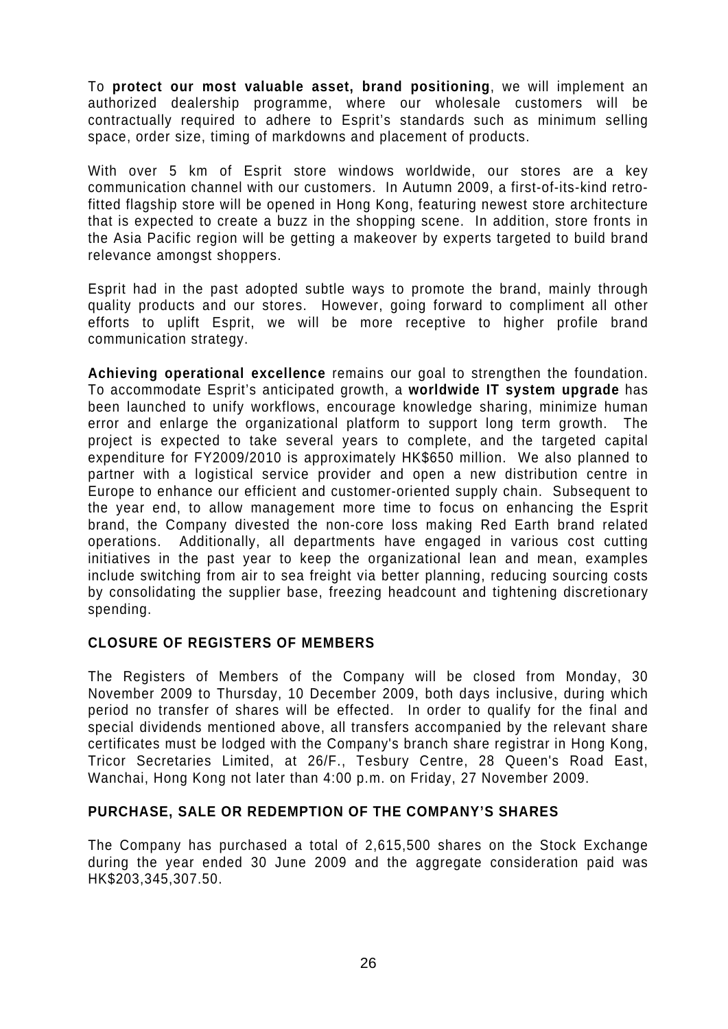To **protect our most valuable asset, brand positioning**, we will implement an authorized dealership programme, where our wholesale customers will be contractually required to adhere to Esprit's standards such as minimum selling space, order size, timing of markdowns and placement of products.

With over 5 km of Esprit store windows worldwide, our stores are a key communication channel with our customers. In Autumn 2009, a first-of-its-kind retro-fitted flagship store will be opened in Hong Kong, featuring newest store architecture that is expected to create a buzz in the shopping scene. In addition, store fronts in the Asia Pacific region will be getting a makeover by experts targeted to build brand relevance amongst shoppers.

Esprit had in the past adopted subtle ways to promote the brand, mainly through quality products and our stores. However, going forward to compliment all other efforts to uplift Esprit, we will be more receptive to higher profile brand communication strategy.

**Achieving operational excellence** remains our goal to strengthen the foundation. To accommodate Esprit's anticipated growth, a **worldwide IT system upgrade** has been launched to unify workflows, encourage knowledge sharing, minimize human error and enlarge the organizational platform to support long term growth. The project is expected to take several years to complete, and the targeted capital expenditure for FY2009/2010 is approximately HK$650 million. We also planned to partner with a logistical service provider and open a new distribution centre in Europe to enhance our efficient and customer-oriented supply chain. Subsequent to the year end, to allow management more time to focus on enhancing the Esprit brand, the Company divested the non-core loss making Red Earth brand related operations. Additionally, all departments have engaged in various cost cutting initiatives in the past year to keep the organizational lean and mean, examples include switching from air to sea freight via better planning, reducing sourcing costs by consolidating the supplier base, freezing headcount and tightening discretionary spending.

## CLOSURE OF REGISTERS OF MEMBERS

The Registers of Members of the Company will be closed from Monday, 30 November 2009 to Thursday, 10 December 2009, both days inclusive, during which period no transfer of shares will be effected. In order to qualify for the final and special dividends mentioned above, all transfers accompanied by the relevant share certificates must be lodged with the Company's branch share registrar in Hong Kong, Tricor Secretaries Limited, at 26/F., Tesbury Centre, 28 Queen's Road East, Wanchai, Hong Kong not later than 4:00 p.m. on Friday, 27 November 2009.

## PURCHASE, SALE OR REDEMPTION OF THE COMPANY'S SHARES

The Company has purchased a total of 2,615,500 shares on the Stock Exchange during the year ended 30 June 2009 and the aggregate consideration paid was HK$203,345,307.50.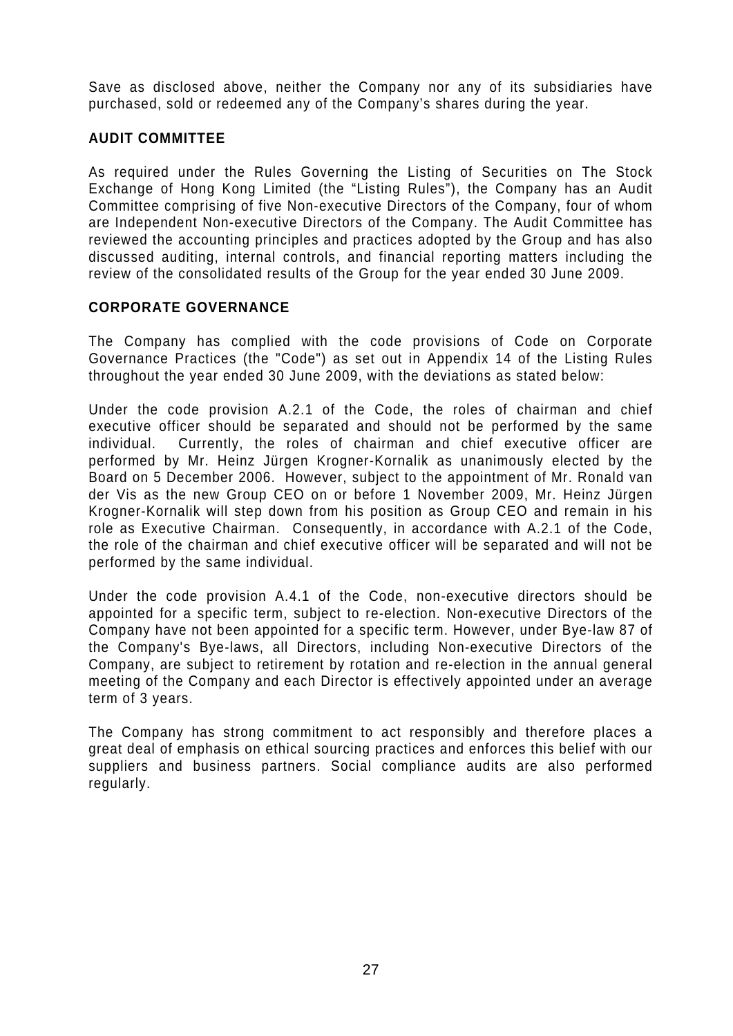Save as disclosed above, neither the Company nor any of its subsidiaries have purchased, sold or redeemed any of the Company's shares during the year.

## AUDIT COMMITTEE

As required under the Rules Governing the Listing of Securities on The Stock Exchange of Hong Kong Limited (the "Listing Rules"), the Company has an Audit Committee comprising of five Non-executive Directors of the Company, four of whom are Independent Non-executive Directors of the Company. The Audit Committee has reviewed the accounting principles and practices adopted by the Group and has also discussed auditing, internal controls, and financial reporting matters including the review of the consolidated results of the Group for the year ended 30 June 2009.

## CORPORATE GOVERNANCE

The Company has complied with the code provisions of Code on Corporate Governance Practices (the "Code") as set out in Appendix 14 of the Listing Rules throughout the year ended 30 June 2009, with the deviations as stated below:

Under the code provision A.2.1 of the Code, the roles of chairman and chief executive officer should be separated and should not be performed by the same individual. Currently, the roles of chairman and chief executive officer are performed by Mr. Heinz Jürgen Krogner-Kornalik as unanimously elected by the Board on 5 December 2006. However, subject to the appointment of Mr. Ronald van der Vis as the new Group CEO on or before 1 November 2009, Mr. Heinz Jürgen Krogner-Kornalik will step down from his position as Group CEO and remain in his role as Executive Chairman. Consequently, in accordance with A.2.1 of the Code, the role of the chairman and chief executive officer will be separated and will not be performed by the same individual.

Under the code provision A.4.1 of the Code, non-executive directors should be appointed for a specific term, subject to re-election. Non-executive Directors of the Company have not been appointed for a specific term. However, under Bye-law 87 of the Company's Bye-laws, all Directors, including Non-executive Directors of the Company, are subject to retirement by rotation and re-election in the annual general meeting of the Company and each Director is effectively appointed under an average term of 3 years.

The Company has strong commitment to act responsibly and therefore places a great deal of emphasis on ethical sourcing practices and enforces this belief with our suppliers and business partners. Social compliance audits are also performed regularly.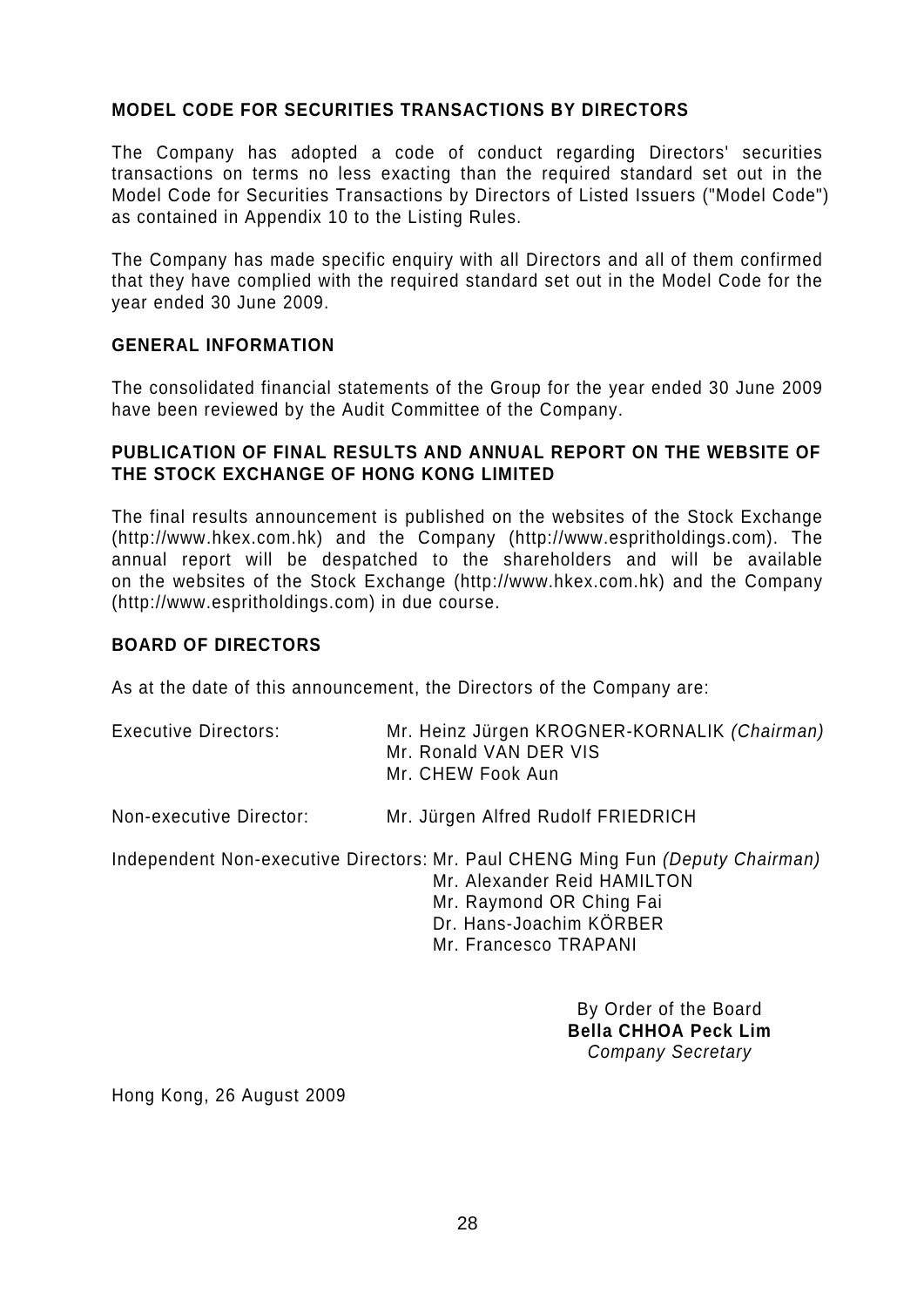## MODEL CODE FOR SECURITIES TRANSACTIONS BY DIRECTORS

The Company has adopted a code of conduct regarding Directors' securities transactions on terms no less exacting than the required standard set out in the Model Code for Securities Transactions by Directors of Listed Issuers ("Model Code") as contained in Appendix 10 to the Listing Rules.

The Company has made specific enquiry with all Directors and all of them confirmed that they have complied with the required standard set out in the Model Code for the year ended 30 June 2009.

## GENERAL INFORMATION

The consolidated financial statements of the Group for the year ended 30 June 2009 have been reviewed by the Audit Committee of the Company.

## PUBLICATION OF FINAL RESULTS AND ANNUAL REPORT ON THE WEBSITE OF THE STOCK EXCHANGE OF HONG KONG LIMITED

The final results announcement is published on the websites of the Stock Exchange (http://www.hkex.com.hk) and the Company (http://www.espritholdings.com). The annual report will be despatched to the shareholders and will be available on the websites of the Stock Exchange (http://www.hkex.com.hk) and the Company (http://www.espritholdings.com) in due course.

## BOARD OF DIRECTORS

As at the date of this announcement, the Directors of the Company are:

| | |
|---|---|
| Executive Directors: | Mr. Heinz Jürgen KROGNER-KORNALIK *(Chairman)* |
| | Mr. Ronald VAN DER VIS |
| | Mr. CHEW Fook Aun |
| Non-executive Director: | Mr. Jürgen Alfred Rudolf FRIEDRICH |
| Independent Non-executive Directors: | Mr. Paul CHENG Ming Fun *(Deputy Chairman)* |
| | Mr. Alexander Reid HAMILTON |
| | Mr. Raymond OR Ching Fai |
| | Dr. Hans-Joachim KÖRBER |
| | Mr. Francesco TRAPANI |

By Order of the Board
**Bella CHHOA Peck Lim**
*Company Secretary*

Hong Kong, 26 August 2009